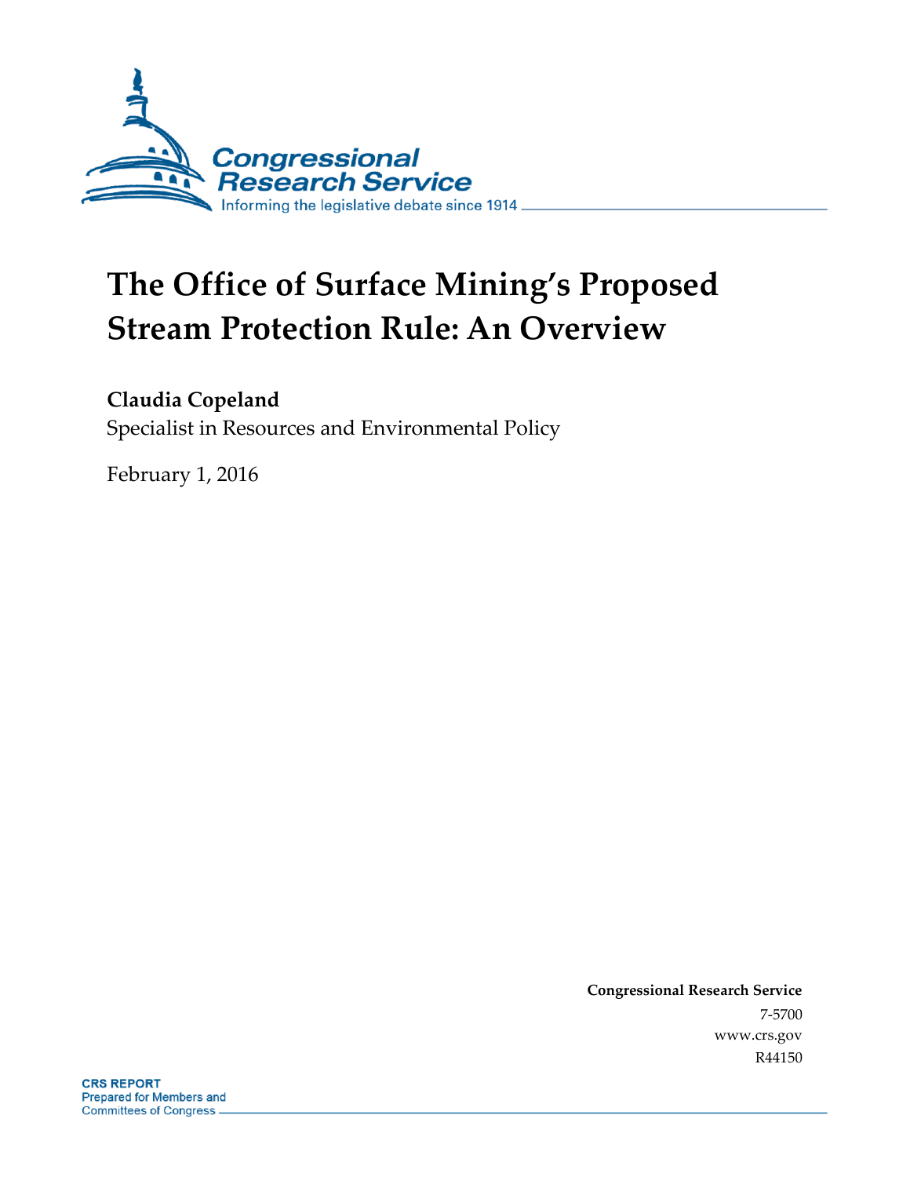Congressional Research Service

Informing the legislative debate since 1914

# The Office of Surface Mining's Proposed Stream Protection Rule: An Overview

**Claudia Copeland**

Specialist in Resources and Environmental Policy

February 1, 2016

**Congressional Research Service**

7-5700

www.crs.gov

R44150

**CRS REPORT**

Prepared for Members and Committees of Congress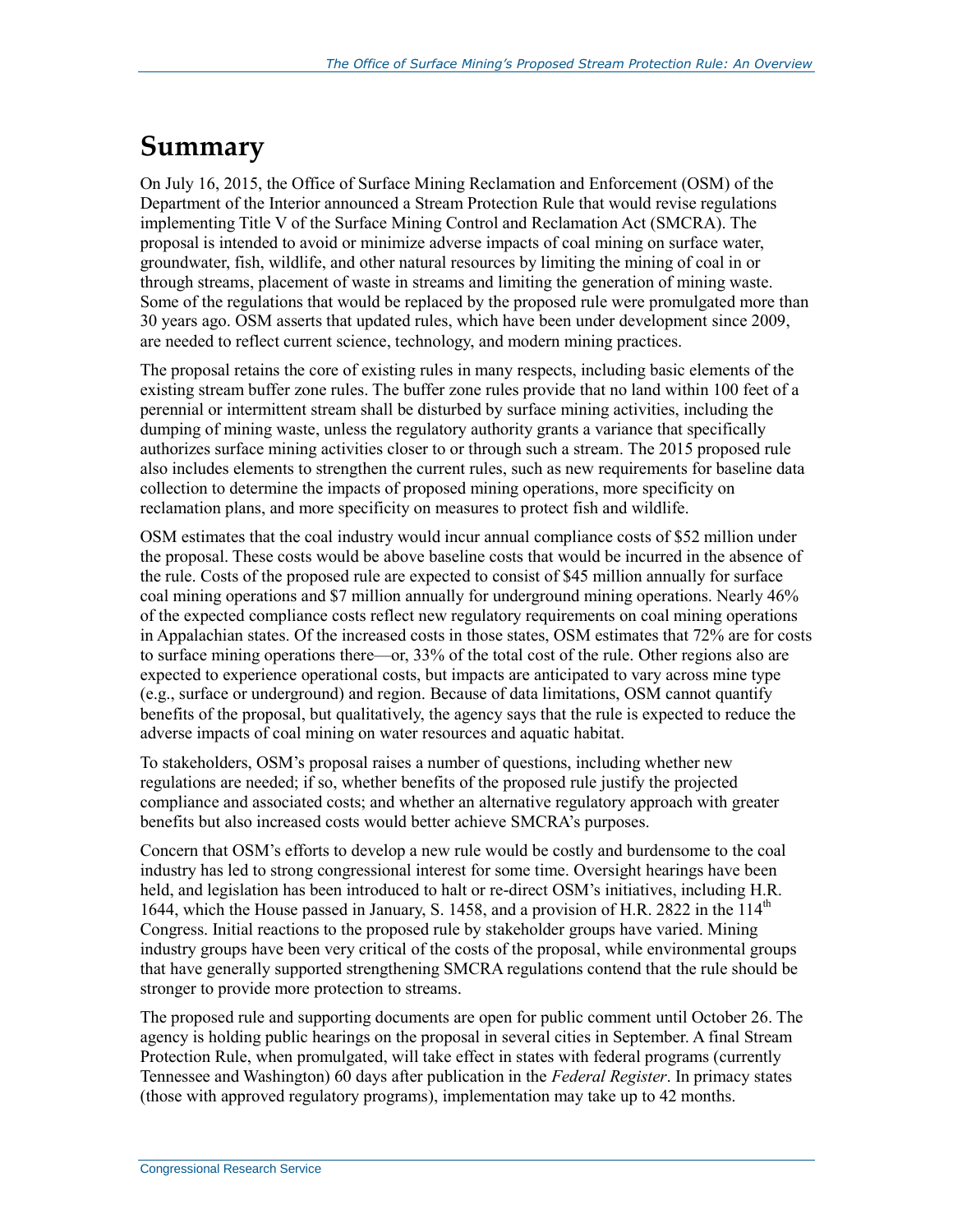# Summary

On July 16, 2015, the Office of Surface Mining Reclamation and Enforcement (OSM) of the Department of the Interior announced a Stream Protection Rule that would revise regulations implementing Title V of the Surface Mining Control and Reclamation Act (SMCRA). The proposal is intended to avoid or minimize adverse impacts of coal mining on surface water, groundwater, fish, wildlife, and other natural resources by limiting the mining of coal in or through streams, placement of waste in streams and limiting the generation of mining waste. Some of the regulations that would be replaced by the proposed rule were promulgated more than 30 years ago. OSM asserts that updated rules, which have been under development since 2009, are needed to reflect current science, technology, and modern mining practices.

The proposal retains the core of existing rules in many respects, including basic elements of the existing stream buffer zone rules. The buffer zone rules provide that no land within 100 feet of a perennial or intermittent stream shall be disturbed by surface mining activities, including the dumping of mining waste, unless the regulatory authority grants a variance that specifically authorizes surface mining activities closer to or through such a stream. The 2015 proposed rule also includes elements to strengthen the current rules, such as new requirements for baseline data collection to determine the impacts of proposed mining operations, more specificity on reclamation plans, and more specificity on measures to protect fish and wildlife.

OSM estimates that the coal industry would incur annual compliance costs of $52 million under the proposal. These costs would be above baseline costs that would be incurred in the absence of the rule. Costs of the proposed rule are expected to consist of $45 million annually for surface coal mining operations and $7 million annually for underground mining operations. Nearly 46% of the expected compliance costs reflect new regulatory requirements on coal mining operations in Appalachian states. Of the increased costs in those states, OSM estimates that 72% are for costs to surface mining operations there—or, 33% of the total cost of the rule. Other regions also are expected to experience operational costs, but impacts are anticipated to vary across mine type (e.g., surface or underground) and region. Because of data limitations, OSM cannot quantify benefits of the proposal, but qualitatively, the agency says that the rule is expected to reduce the adverse impacts of coal mining on water resources and aquatic habitat.

To stakeholders, OSM's proposal raises a number of questions, including whether new regulations are needed; if so, whether benefits of the proposed rule justify the projected compliance and associated costs; and whether an alternative regulatory approach with greater benefits but also increased costs would better achieve SMCRA's purposes.

Concern that OSM's efforts to develop a new rule would be costly and burdensome to the coal industry has led to strong congressional interest for some time. Oversight hearings have been held, and legislation has been introduced to halt or re-direct OSM's initiatives, including H.R. 1644, which the House passed in January, S. 1458, and a provision of H.R. 2822 in the 114th Congress. Initial reactions to the proposed rule by stakeholder groups have varied. Mining industry groups have been very critical of the costs of the proposal, while environmental groups that have generally supported strengthening SMCRA regulations contend that the rule should be stronger to provide more protection to streams.

The proposed rule and supporting documents are open for public comment until October 26. The agency is holding public hearings on the proposal in several cities in September. A final Stream Protection Rule, when promulgated, will take effect in states with federal programs (currently Tennessee and Washington) 60 days after publication in the *Federal Register*. In primacy states (those with approved regulatory programs), implementation may take up to 42 months.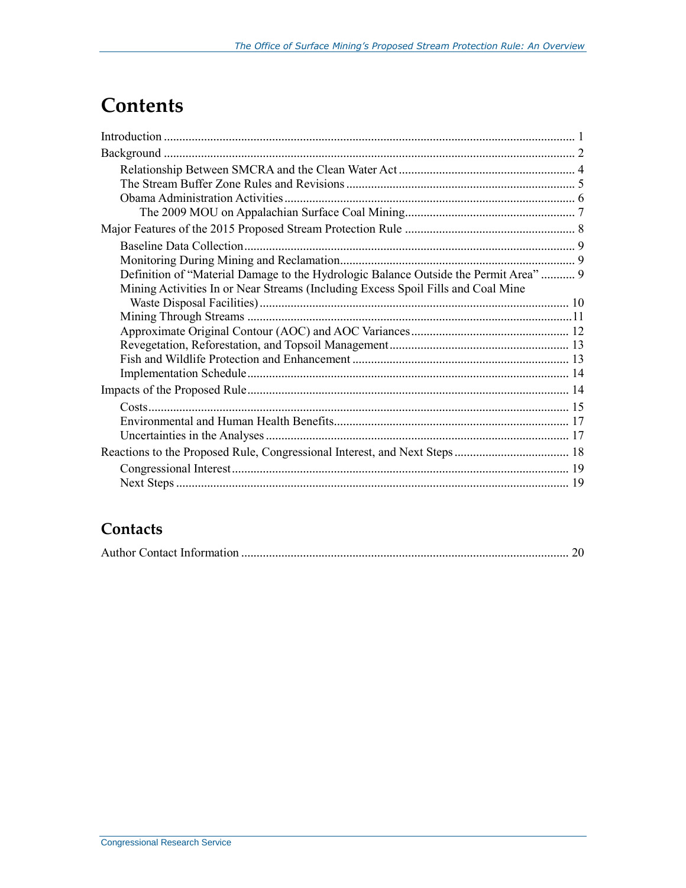# Contents

Introduction ........................................................................................................................... 1

Background ........................................................................................................................... 2

- Relationship Between SMCRA and the Clean Water Act ......................................................... 4
- The Stream Buffer Zone Rules and Revisions .......................................................................... 5
- Obama Administration Activities ............................................................................................. 6
  - The 2009 MOU on Appalachian Surface Coal Mining ....................................................... 7

Major Features of the 2015 Proposed Stream Protection Rule ....................................................... 8

- Baseline Data Collection .......................................................................................................... 9
- Monitoring During Mining and Reclamation ........................................................................... 9
- Definition of "Material Damage to the Hydrologic Balance Outside the Permit Area" ........... 9
- Mining Activities In or Near Streams (Including Excess Spoil Fills and Coal Mine Waste Disposal Facilities) ................................................................................................... 10
- Mining Through Streams ........................................................................................................ 11
- Approximate Original Contour (AOC) and AOC Variances .................................................. 12
- Revegetation, Reforestation, and Topsoil Management .......................................................... 13
- Fish and Wildlife Protection and Enhancement ..................................................................... 13
- Implementation Schedule ....................................................................................................... 14

Impacts of the Proposed Rule ....................................................................................................... 14

- Costs ....................................................................................................................................... 15
- Environmental and Human Health Benefits ........................................................................... 17
- Uncertainties in the Analyses ................................................................................................. 17

Reactions to the Proposed Rule, Congressional Interest, and Next Steps ..................................... 18

- Congressional Interest ............................................................................................................ 19
- Next Steps .............................................................................................................................. 19

## Contacts

Author Contact Information ......................................................................................................... 20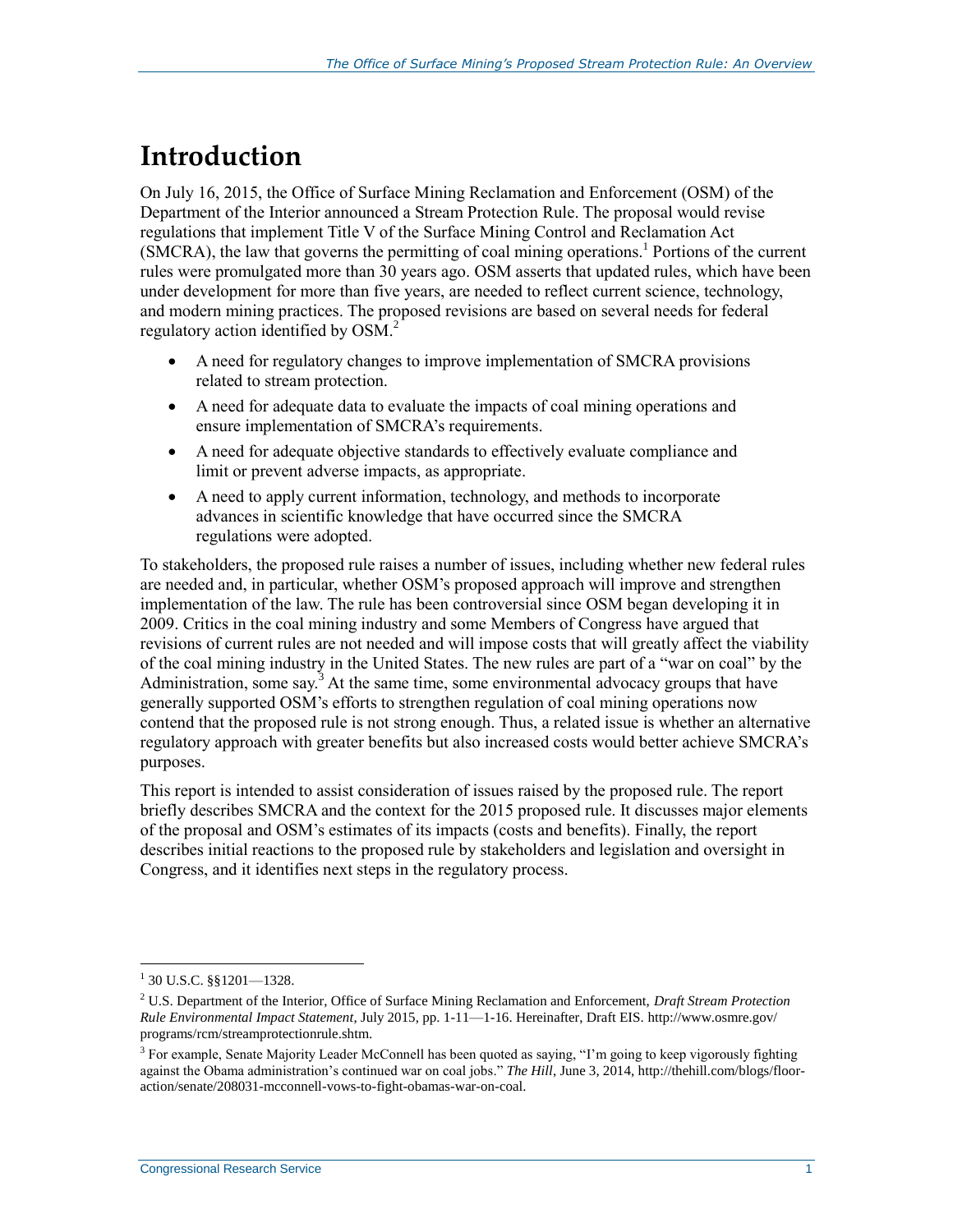# Introduction

On July 16, 2015, the Office of Surface Mining Reclamation and Enforcement (OSM) of the Department of the Interior announced a Stream Protection Rule. The proposal would revise regulations that implement Title V of the Surface Mining Control and Reclamation Act (SMCRA), the law that governs the permitting of coal mining operations.[1] Portions of the current rules were promulgated more than 30 years ago. OSM asserts that updated rules, which have been under development for more than five years, are needed to reflect current science, technology, and modern mining practices. The proposed revisions are based on several needs for federal regulatory action identified by OSM.[2]

- A need for regulatory changes to improve implementation of SMCRA provisions related to stream protection.
- A need for adequate data to evaluate the impacts of coal mining operations and ensure implementation of SMCRA's requirements.
- A need for adequate objective standards to effectively evaluate compliance and limit or prevent adverse impacts, as appropriate.
- A need to apply current information, technology, and methods to incorporate advances in scientific knowledge that have occurred since the SMCRA regulations were adopted.

To stakeholders, the proposed rule raises a number of issues, including whether new federal rules are needed and, in particular, whether OSM's proposed approach will improve and strengthen implementation of the law. The rule has been controversial since OSM began developing it in 2009. Critics in the coal mining industry and some Members of Congress have argued that revisions of current rules are not needed and will impose costs that will greatly affect the viability of the coal mining industry in the United States. The new rules are part of a "war on coal" by the Administration, some say.[3] At the same time, some environmental advocacy groups that have generally supported OSM's efforts to strengthen regulation of coal mining operations now contend that the proposed rule is not strong enough. Thus, a related issue is whether an alternative regulatory approach with greater benefits but also increased costs would better achieve SMCRA's purposes.

This report is intended to assist consideration of issues raised by the proposed rule. The report briefly describes SMCRA and the context for the 2015 proposed rule. It discusses major elements of the proposal and OSM's estimates of its impacts (costs and benefits). Finally, the report describes initial reactions to the proposed rule by stakeholders and legislation and oversight in Congress, and it identifies next steps in the regulatory process.

---

[1] 30 U.S.C. §§1201—1328.

[2] U.S. Department of the Interior, Office of Surface Mining Reclamation and Enforcement, *Draft Stream Protection Rule Environmental Impact Statement*, July 2015, pp. 1-11—1-16. Hereinafter, Draft EIS. http://www.osmre.gov/programs/rcm/streamprotectionrule.shtm.

[3] For example, Senate Majority Leader McConnell has been quoted as saying, "I'm going to keep vigorously fighting against the Obama administration's continued war on coal jobs." *The Hill*, June 3, 2014, http://thehill.com/blogs/floor-action/senate/208031-mcconnell-vows-to-fight-obamas-war-on-coal.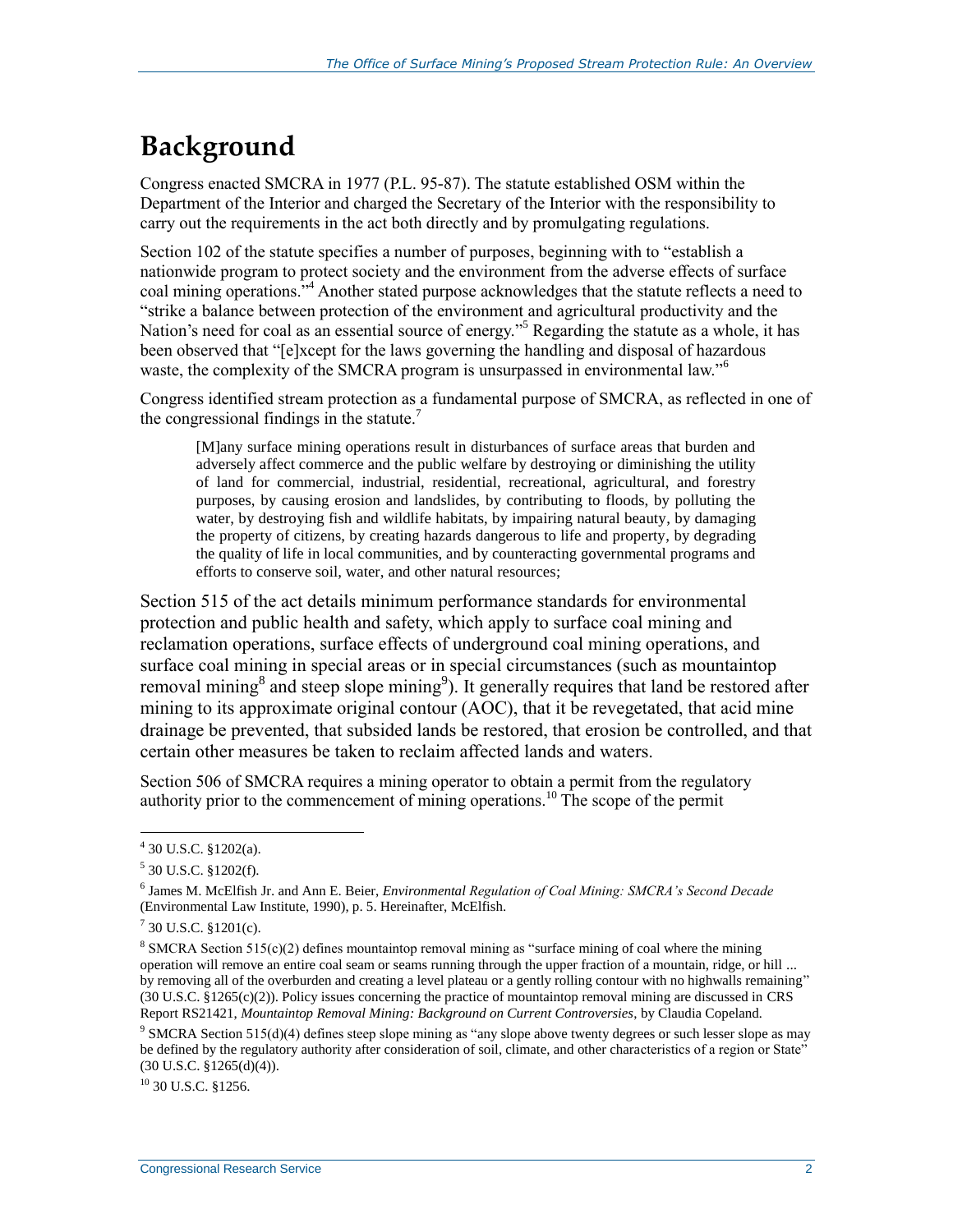# Background

Congress enacted SMCRA in 1977 (P.L. 95-87). The statute established OSM within the Department of the Interior and charged the Secretary of the Interior with the responsibility to carry out the requirements in the act both directly and by promulgating regulations.

Section 102 of the statute specifies a number of purposes, beginning with to "establish a nationwide program to protect society and the environment from the adverse effects of surface coal mining operations."[4] Another stated purpose acknowledges that the statute reflects a need to "strike a balance between protection of the environment and agricultural productivity and the Nation's need for coal as an essential source of energy."[5] Regarding the statute as a whole, it has been observed that "[e]xcept for the laws governing the handling and disposal of hazardous waste, the complexity of the SMCRA program is unsurpassed in environmental law."[6]

Congress identified stream protection as a fundamental purpose of SMCRA, as reflected in one of the congressional findings in the statute.[7]

> [M]any surface mining operations result in disturbances of surface areas that burden and adversely affect commerce and the public welfare by destroying or diminishing the utility of land for commercial, industrial, residential, recreational, agricultural, and forestry purposes, by causing erosion and landslides, by contributing to floods, by polluting the water, by destroying fish and wildlife habitats, by impairing natural beauty, by damaging the property of citizens, by creating hazards dangerous to life and property, by degrading the quality of life in local communities, and by counteracting governmental programs and efforts to conserve soil, water, and other natural resources;

Section 515 of the act details minimum performance standards for environmental protection and public health and safety, which apply to surface coal mining and reclamation operations, surface effects of underground coal mining operations, and surface coal mining in special areas or in special circumstances (such as mountaintop removal mining[8] and steep slope mining[9]). It generally requires that land be restored after mining to its approximate original contour (AOC), that it be revegetated, that acid mine drainage be prevented, that subsided lands be restored, that erosion be controlled, and that certain other measures be taken to reclaim affected lands and waters.

Section 506 of SMCRA requires a mining operator to obtain a permit from the regulatory authority prior to the commencement of mining operations.[10] The scope of the permit

---

[4] 30 U.S.C. §1202(a).

[5] 30 U.S.C. §1202(f).

[6] James M. McElfish Jr. and Ann E. Beier, *Environmental Regulation of Coal Mining: SMCRA's Second Decade* (Environmental Law Institute, 1990), p. 5. Hereinafter, McElfish.

[7] 30 U.S.C. §1201(c).

[8] SMCRA Section 515(c)(2) defines mountaintop removal mining as "surface mining of coal where the mining operation will remove an entire coal seam or seams running through the upper fraction of a mountain, ridge, or hill ... by removing all of the overburden and creating a level plateau or a gently rolling contour with no highwalls remaining" (30 U.S.C. §1265(c)(2)). Policy issues concerning the practice of mountaintop removal mining are discussed in CRS Report RS21421, *Mountaintop Removal Mining: Background on Current Controversies*, by Claudia Copeland.

[9] SMCRA Section 515(d)(4) defines steep slope mining as "any slope above twenty degrees or such lesser slope as may be defined by the regulatory authority after consideration of soil, climate, and other characteristics of a region or State" (30 U.S.C. §1265(d)(4)).

[10] 30 U.S.C. §1256.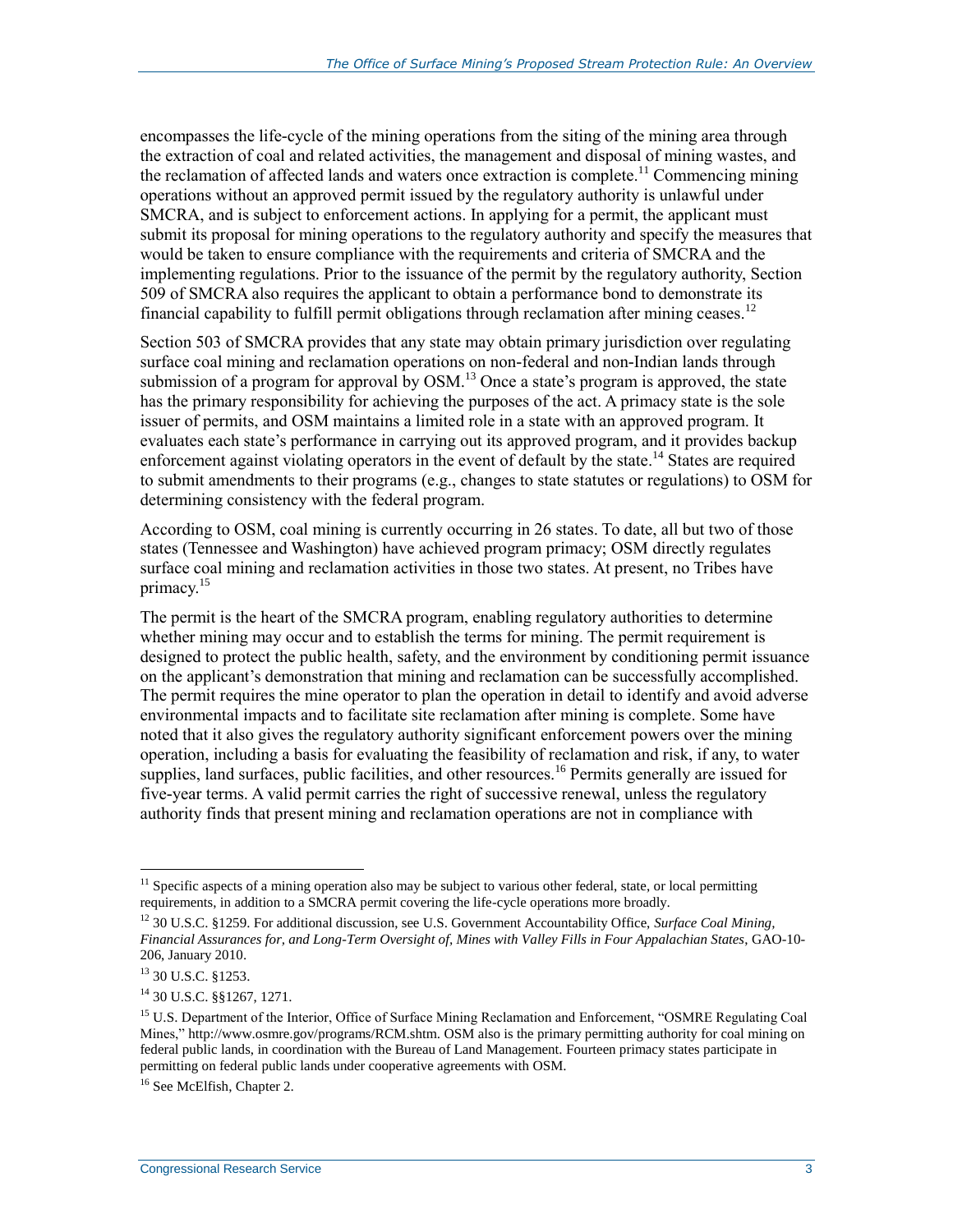encompasses the life-cycle of the mining operations from the siting of the mining area through the extraction of coal and related activities, the management and disposal of mining wastes, and the reclamation of affected lands and waters once extraction is complete.[11] Commencing mining operations without an approved permit issued by the regulatory authority is unlawful under SMCRA, and is subject to enforcement actions. In applying for a permit, the applicant must submit its proposal for mining operations to the regulatory authority and specify the measures that would be taken to ensure compliance with the requirements and criteria of SMCRA and the implementing regulations. Prior to the issuance of the permit by the regulatory authority, Section 509 of SMCRA also requires the applicant to obtain a performance bond to demonstrate its financial capability to fulfill permit obligations through reclamation after mining ceases.[12]

Section 503 of SMCRA provides that any state may obtain primary jurisdiction over regulating surface coal mining and reclamation operations on non-federal and non-Indian lands through submission of a program for approval by OSM.[13] Once a state's program is approved, the state has the primary responsibility for achieving the purposes of the act. A primacy state is the sole issuer of permits, and OSM maintains a limited role in a state with an approved program. It evaluates each state's performance in carrying out its approved program, and it provides backup enforcement against violating operators in the event of default by the state.[14] States are required to submit amendments to their programs (e.g., changes to state statutes or regulations) to OSM for determining consistency with the federal program.

According to OSM, coal mining is currently occurring in 26 states. To date, all but two of those states (Tennessee and Washington) have achieved program primacy; OSM directly regulates surface coal mining and reclamation activities in those two states. At present, no Tribes have primacy.[15]

The permit is the heart of the SMCRA program, enabling regulatory authorities to determine whether mining may occur and to establish the terms for mining. The permit requirement is designed to protect the public health, safety, and the environment by conditioning permit issuance on the applicant's demonstration that mining and reclamation can be successfully accomplished. The permit requires the mine operator to plan the operation in detail to identify and avoid adverse environmental impacts and to facilitate site reclamation after mining is complete. Some have noted that it also gives the regulatory authority significant enforcement powers over the mining operation, including a basis for evaluating the feasibility of reclamation and risk, if any, to water supplies, land surfaces, public facilities, and other resources.[16] Permits generally are issued for five-year terms. A valid permit carries the right of successive renewal, unless the regulatory authority finds that present mining and reclamation operations are not in compliance with

---

[11] Specific aspects of a mining operation also may be subject to various other federal, state, or local permitting requirements, in addition to a SMCRA permit covering the life-cycle operations more broadly.

[12] 30 U.S.C. §1259. For additional discussion, see U.S. Government Accountability Office, *Surface Coal Mining, Financial Assurances for, and Long-Term Oversight of, Mines with Valley Fills in Four Appalachian States*, GAO-10-206, January 2010.

[13] 30 U.S.C. §1253.

[14] 30 U.S.C. §§1267, 1271.

[15] U.S. Department of the Interior, Office of Surface Mining Reclamation and Enforcement, "OSMRE Regulating Coal Mines," http://www.osmre.gov/programs/RCM.shtm. OSM also is the primary permitting authority for coal mining on federal public lands, in coordination with the Bureau of Land Management. Fourteen primacy states participate in permitting on federal public lands under cooperative agreements with OSM.

[16] See McElfish, Chapter 2.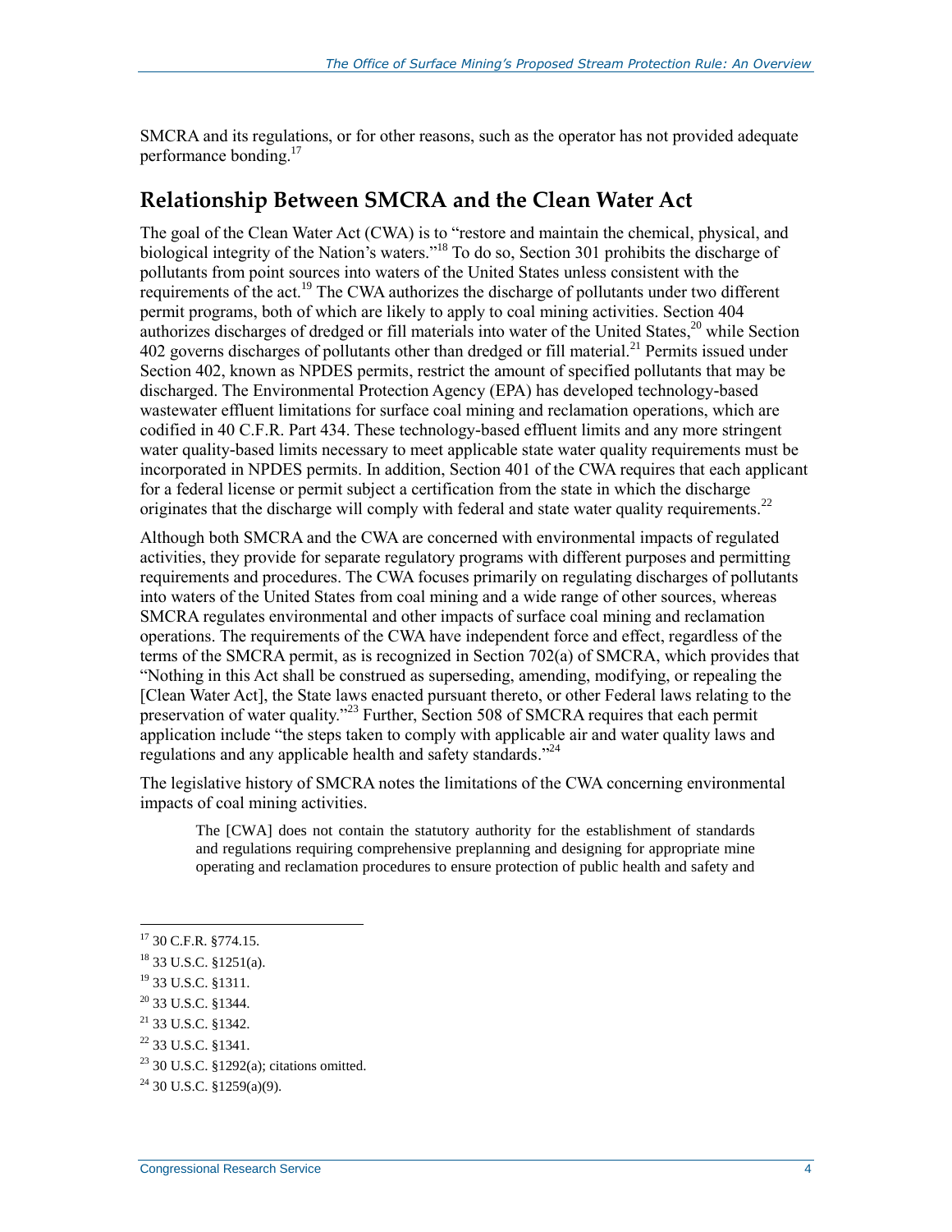SMCRA and its regulations, or for other reasons, such as the operator has not provided adequate performance bonding.[17]

## Relationship Between SMCRA and the Clean Water Act

The goal of the Clean Water Act (CWA) is to "restore and maintain the chemical, physical, and biological integrity of the Nation's waters."[18] To do so, Section 301 prohibits the discharge of pollutants from point sources into waters of the United States unless consistent with the requirements of the act.[19] The CWA authorizes the discharge of pollutants under two different permit programs, both of which are likely to apply to coal mining activities. Section 404 authorizes discharges of dredged or fill materials into water of the United States,[20] while Section 402 governs discharges of pollutants other than dredged or fill material.[21] Permits issued under Section 402, known as NPDES permits, restrict the amount of specified pollutants that may be discharged. The Environmental Protection Agency (EPA) has developed technology-based wastewater effluent limitations for surface coal mining and reclamation operations, which are codified in 40 C.F.R. Part 434. These technology-based effluent limits and any more stringent water quality-based limits necessary to meet applicable state water quality requirements must be incorporated in NPDES permits. In addition, Section 401 of the CWA requires that each applicant for a federal license or permit subject a certification from the state in which the discharge originates that the discharge will comply with federal and state water quality requirements.[22]

Although both SMCRA and the CWA are concerned with environmental impacts of regulated activities, they provide for separate regulatory programs with different purposes and permitting requirements and procedures. The CWA focuses primarily on regulating discharges of pollutants into waters of the United States from coal mining and a wide range of other sources, whereas SMCRA regulates environmental and other impacts of surface coal mining and reclamation operations. The requirements of the CWA have independent force and effect, regardless of the terms of the SMCRA permit, as is recognized in Section 702(a) of SMCRA, which provides that "Nothing in this Act shall be construed as superseding, amending, modifying, or repealing the [Clean Water Act], the State laws enacted pursuant thereto, or other Federal laws relating to the preservation of water quality."[23] Further, Section 508 of SMCRA requires that each permit application include "the steps taken to comply with applicable air and water quality laws and regulations and any applicable health and safety standards."[24]

The legislative history of SMCRA notes the limitations of the CWA concerning environmental impacts of coal mining activities.

> The [CWA] does not contain the statutory authority for the establishment of standards and regulations requiring comprehensive preplanning and designing for appropriate mine operating and reclamation procedures to ensure protection of public health and safety and

---

[17] 30 C.F.R. §774.15.

[18] 33 U.S.C. §1251(a).

[19] 33 U.S.C. §1311.

[20] 33 U.S.C. §1344.

[21] 33 U.S.C. §1342.

[22] 33 U.S.C. §1341.

[23] 30 U.S.C. §1292(a); citations omitted.

[24] 30 U.S.C. §1259(a)(9).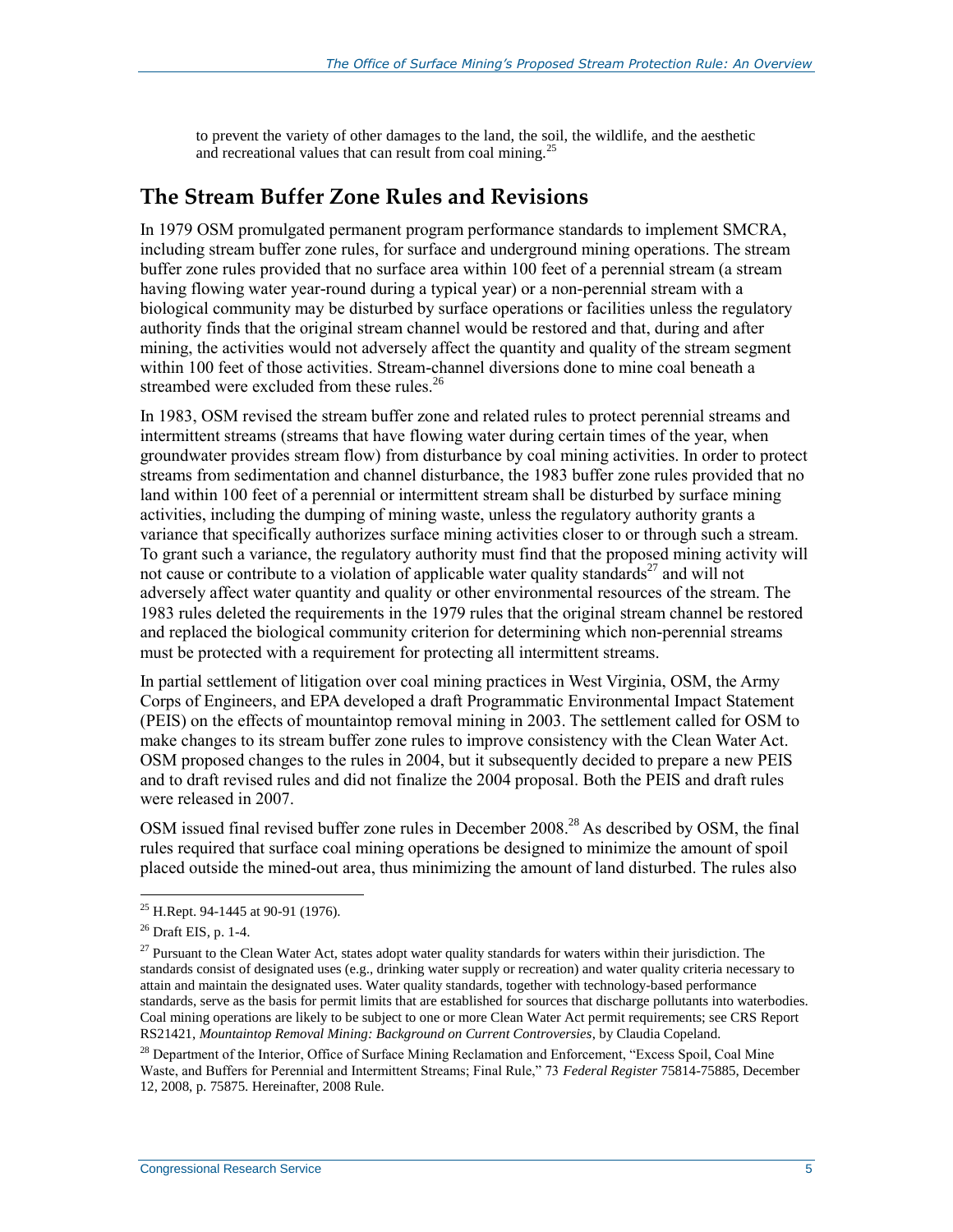to prevent the variety of other damages to the land, the soil, the wildlife, and the aesthetic and recreational values that can result from coal mining.[25]

## The Stream Buffer Zone Rules and Revisions

In 1979 OSM promulgated permanent program performance standards to implement SMCRA, including stream buffer zone rules, for surface and underground mining operations. The stream buffer zone rules provided that no surface area within 100 feet of a perennial stream (a stream having flowing water year-round during a typical year) or a non-perennial stream with a biological community may be disturbed by surface operations or facilities unless the regulatory authority finds that the original stream channel would be restored and that, during and after mining, the activities would not adversely affect the quantity and quality of the stream segment within 100 feet of those activities. Stream-channel diversions done to mine coal beneath a streambed were excluded from these rules.[26]

In 1983, OSM revised the stream buffer zone and related rules to protect perennial streams and intermittent streams (streams that have flowing water during certain times of the year, when groundwater provides stream flow) from disturbance by coal mining activities. In order to protect streams from sedimentation and channel disturbance, the 1983 buffer zone rules provided that no land within 100 feet of a perennial or intermittent stream shall be disturbed by surface mining activities, including the dumping of mining waste, unless the regulatory authority grants a variance that specifically authorizes surface mining activities closer to or through such a stream. To grant such a variance, the regulatory authority must find that the proposed mining activity will not cause or contribute to a violation of applicable water quality standards[27] and will not adversely affect water quantity and quality or other environmental resources of the stream. The 1983 rules deleted the requirements in the 1979 rules that the original stream channel be restored and replaced the biological community criterion for determining which non-perennial streams must be protected with a requirement for protecting all intermittent streams.

In partial settlement of litigation over coal mining practices in West Virginia, OSM, the Army Corps of Engineers, and EPA developed a draft Programmatic Environmental Impact Statement (PEIS) on the effects of mountaintop removal mining in 2003. The settlement called for OSM to make changes to its stream buffer zone rules to improve consistency with the Clean Water Act. OSM proposed changes to the rules in 2004, but it subsequently decided to prepare a new PEIS and to draft revised rules and did not finalize the 2004 proposal. Both the PEIS and draft rules were released in 2007.

OSM issued final revised buffer zone rules in December 2008.[28] As described by OSM, the final rules required that surface coal mining operations be designed to minimize the amount of spoil placed outside the mined-out area, thus minimizing the amount of land disturbed. The rules also

---

[25] H.Rept. 94-1445 at 90-91 (1976).

[26] Draft EIS, p. 1-4.

[27] Pursuant to the Clean Water Act, states adopt water quality standards for waters within their jurisdiction. The standards consist of designated uses (e.g., drinking water supply or recreation) and water quality criteria necessary to attain and maintain the designated uses. Water quality standards, together with technology-based performance standards, serve as the basis for permit limits that are established for sources that discharge pollutants into waterbodies. Coal mining operations are likely to be subject to one or more Clean Water Act permit requirements; see CRS Report RS21421, *Mountaintop Removal Mining: Background on Current Controversies*, by Claudia Copeland.

[28] Department of the Interior, Office of Surface Mining Reclamation and Enforcement, "Excess Spoil, Coal Mine Waste, and Buffers for Perennial and Intermittent Streams; Final Rule," 73 *Federal Register* 75814-75885, December 12, 2008, p. 75875. Hereinafter, 2008 Rule.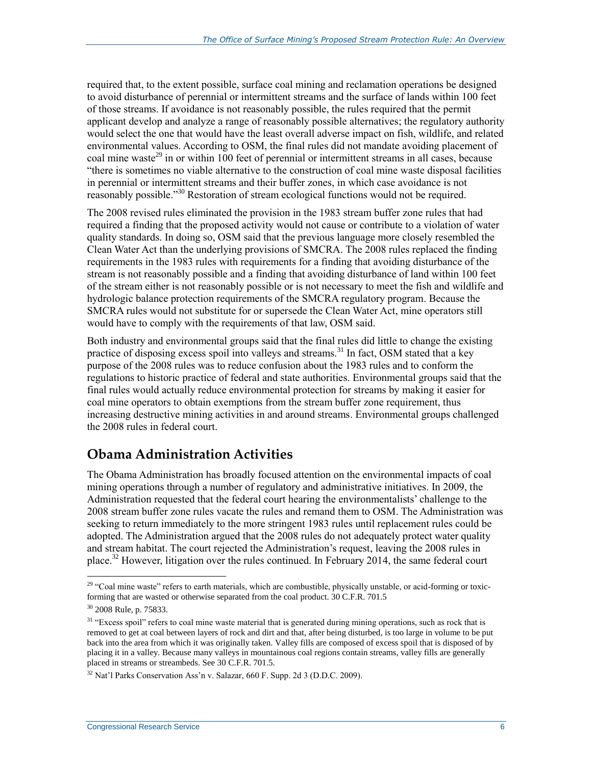required that, to the extent possible, surface coal mining and reclamation operations be designed to avoid disturbance of perennial or intermittent streams and the surface of lands within 100 feet of those streams. If avoidance is not reasonably possible, the rules required that the permit applicant develop and analyze a range of reasonably possible alternatives; the regulatory authority would select the one that would have the least overall adverse impact on fish, wildlife, and related environmental values. According to OSM, the final rules did not mandate avoiding placement of coal mine waste[29] in or within 100 feet of perennial or intermittent streams in all cases, because "there is sometimes no viable alternative to the construction of coal mine waste disposal facilities in perennial or intermittent streams and their buffer zones, in which case avoidance is not reasonably possible."[30] Restoration of stream ecological functions would not be required.

The 2008 revised rules eliminated the provision in the 1983 stream buffer zone rules that had required a finding that the proposed activity would not cause or contribute to a violation of water quality standards. In doing so, OSM said that the previous language more closely resembled the Clean Water Act than the underlying provisions of SMCRA. The 2008 rules replaced the finding requirements in the 1983 rules with requirements for a finding that avoiding disturbance of the stream is not reasonably possible and a finding that avoiding disturbance of land within 100 feet of the stream either is not reasonably possible or is not necessary to meet the fish and wildlife and hydrologic balance protection requirements of the SMCRA regulatory program. Because the SMCRA rules would not substitute for or supersede the Clean Water Act, mine operators still would have to comply with the requirements of that law, OSM said.

Both industry and environmental groups said that the final rules did little to change the existing practice of disposing excess spoil into valleys and streams.[31] In fact, OSM stated that a key purpose of the 2008 rules was to reduce confusion about the 1983 rules and to conform the regulations to historic practice of federal and state authorities. Environmental groups said that the final rules would actually reduce environmental protection for streams by making it easier for coal mine operators to obtain exemptions from the stream buffer zone requirement, thus increasing destructive mining activities in and around streams. Environmental groups challenged the 2008 rules in federal court.

## Obama Administration Activities

The Obama Administration has broadly focused attention on the environmental impacts of coal mining operations through a number of regulatory and administrative initiatives. In 2009, the Administration requested that the federal court hearing the environmentalists' challenge to the 2008 stream buffer zone rules vacate the rules and remand them to OSM. The Administration was seeking to return immediately to the more stringent 1983 rules until replacement rules could be adopted. The Administration argued that the 2008 rules do not adequately protect water quality and stream habitat. The court rejected the Administration's request, leaving the 2008 rules in place.[32] However, litigation over the rules continued. In February 2014, the same federal court

[29] "Coal mine waste" refers to earth materials, which are combustible, physically unstable, or acid-forming or toxic-forming that are wasted or otherwise separated from the coal product. 30 C.F.R. 701.5

[30] 2008 Rule, p. 75833.

[31] "Excess spoil" refers to coal mine waste material that is generated during mining operations, such as rock that is removed to get at coal between layers of rock and dirt and that, after being disturbed, is too large in volume to be put back into the area from which it was originally taken. Valley fills are composed of excess spoil that is disposed of by placing it in a valley. Because many valleys in mountainous coal regions contain streams, valley fills are generally placed in streams or streambeds. See 30 C.F.R. 701.5.

[32] Nat'l Parks Conservation Ass'n v. Salazar, 660 F. Supp. 2d 3 (D.D.C. 2009).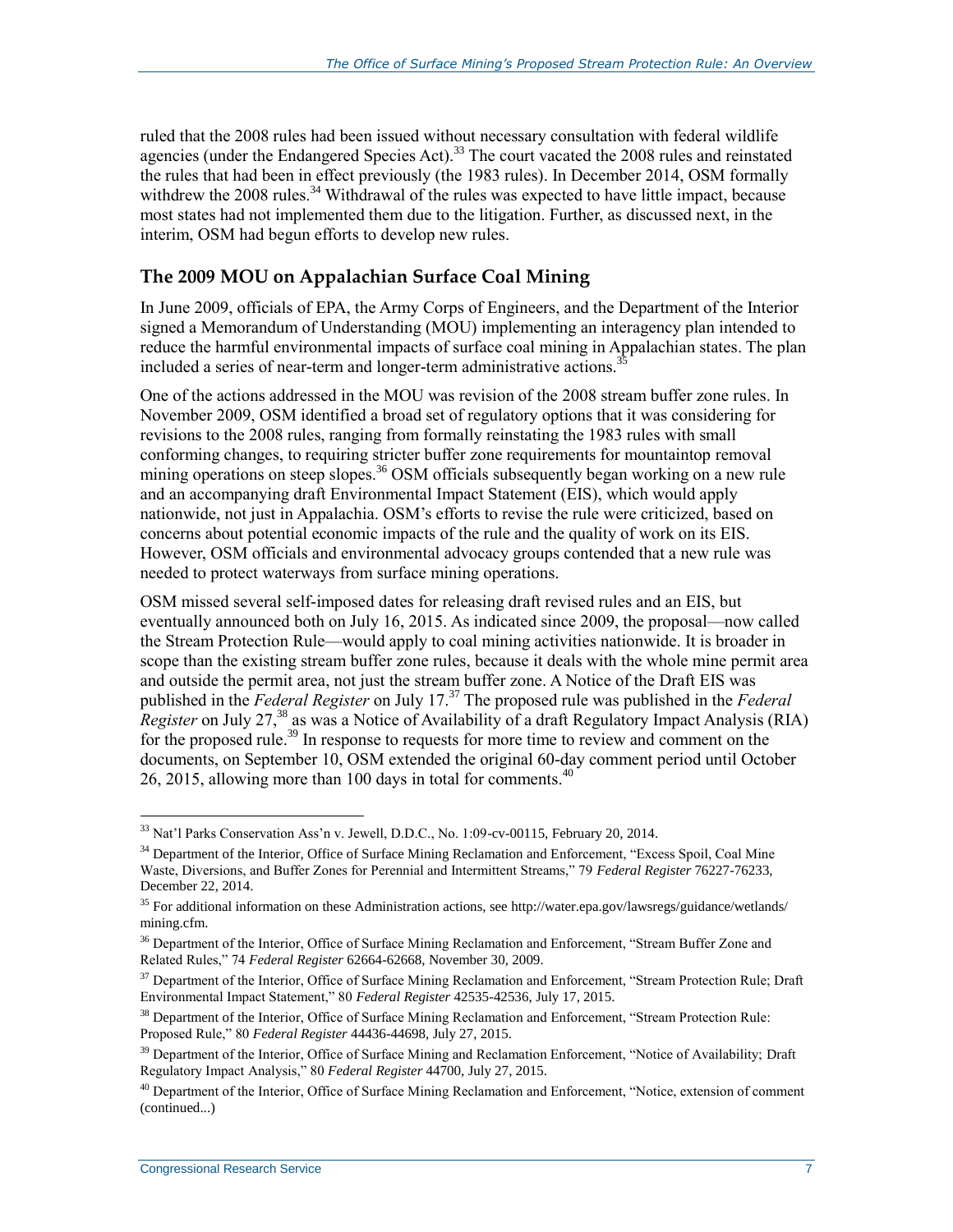ruled that the 2008 rules had been issued without necessary consultation with federal wildlife agencies (under the Endangered Species Act).[33] The court vacated the 2008 rules and reinstated the rules that had been in effect previously (the 1983 rules). In December 2014, OSM formally withdrew the 2008 rules.[34] Withdrawal of the rules was expected to have little impact, because most states had not implemented them due to the litigation. Further, as discussed next, in the interim, OSM had begun efforts to develop new rules.

## The 2009 MOU on Appalachian Surface Coal Mining

In June 2009, officials of EPA, the Army Corps of Engineers, and the Department of the Interior signed a Memorandum of Understanding (MOU) implementing an interagency plan intended to reduce the harmful environmental impacts of surface coal mining in Appalachian states. The plan included a series of near-term and longer-term administrative actions.[35]

One of the actions addressed in the MOU was revision of the 2008 stream buffer zone rules. In November 2009, OSM identified a broad set of regulatory options that it was considering for revisions to the 2008 rules, ranging from formally reinstating the 1983 rules with small conforming changes, to requiring stricter buffer zone requirements for mountaintop removal mining operations on steep slopes.[36] OSM officials subsequently began working on a new rule and an accompanying draft Environmental Impact Statement (EIS), which would apply nationwide, not just in Appalachia. OSM's efforts to revise the rule were criticized, based on concerns about potential economic impacts of the rule and the quality of work on its EIS. However, OSM officials and environmental advocacy groups contended that a new rule was needed to protect waterways from surface mining operations.

OSM missed several self-imposed dates for releasing draft revised rules and an EIS, but eventually announced both on July 16, 2015. As indicated since 2009, the proposal—now called the Stream Protection Rule—would apply to coal mining activities nationwide. It is broader in scope than the existing stream buffer zone rules, because it deals with the whole mine permit area and outside the permit area, not just the stream buffer zone. A Notice of the Draft EIS was published in the *Federal Register* on July 17.[37] The proposed rule was published in the *Federal Register* on July 27,[38] as was a Notice of Availability of a draft Regulatory Impact Analysis (RIA) for the proposed rule.[39] In response to requests for more time to review and comment on the documents, on September 10, OSM extended the original 60-day comment period until October 26, 2015, allowing more than 100 days in total for comments.[40]

---

[33] Nat'l Parks Conservation Ass'n v. Jewell, D.D.C., No. 1:09-cv-00115, February 20, 2014.

[34] Department of the Interior, Office of Surface Mining Reclamation and Enforcement, "Excess Spoil, Coal Mine Waste, Diversions, and Buffer Zones for Perennial and Intermittent Streams," 79 *Federal Register* 76227-76233, December 22, 2014.

[35] For additional information on these Administration actions, see http://water.epa.gov/lawsregs/guidance/wetlands/mining.cfm.

[36] Department of the Interior, Office of Surface Mining Reclamation and Enforcement, "Stream Buffer Zone and Related Rules," 74 *Federal Register* 62664-62668, November 30, 2009.

[37] Department of the Interior, Office of Surface Mining Reclamation and Enforcement, "Stream Protection Rule; Draft Environmental Impact Statement," 80 *Federal Register* 42535-42536, July 17, 2015.

[38] Department of the Interior, Office of Surface Mining Reclamation and Enforcement, "Stream Protection Rule: Proposed Rule," 80 *Federal Register* 44436-44698, July 27, 2015.

[39] Department of the Interior, Office of Surface Mining and Reclamation Enforcement, "Notice of Availability; Draft Regulatory Impact Analysis," 80 *Federal Register* 44700, July 27, 2015.

[40] Department of the Interior, Office of Surface Mining Reclamation and Enforcement, "Notice, extension of comment (continued...)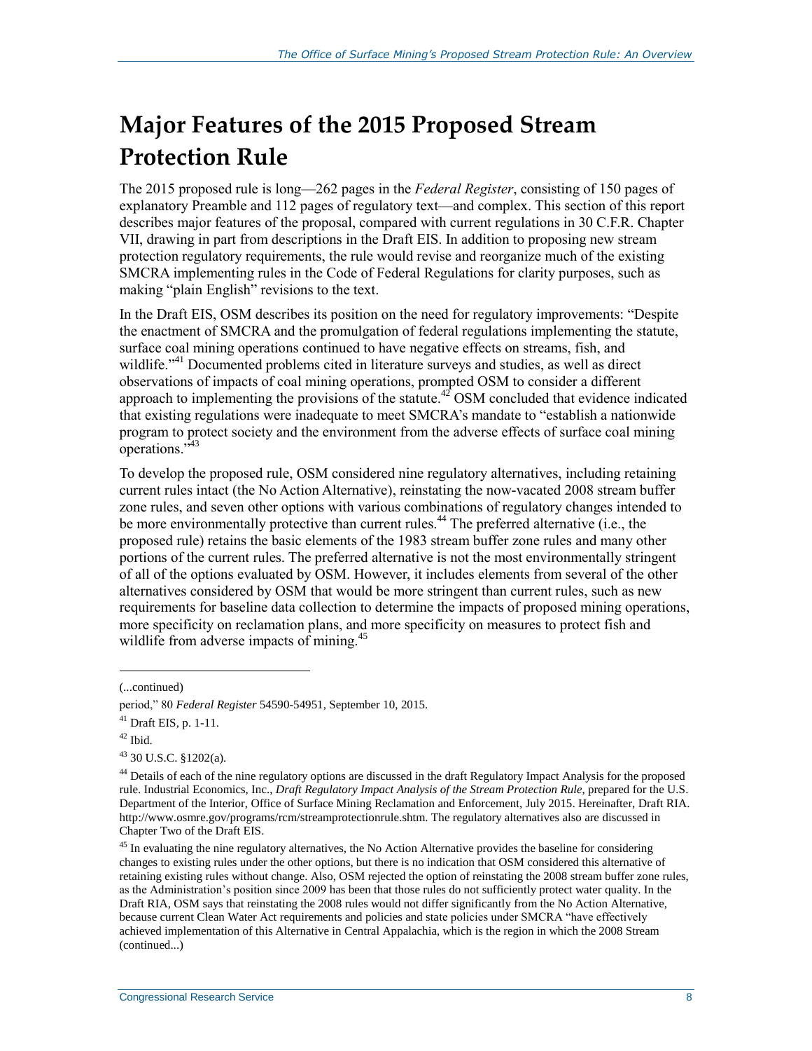# Major Features of the 2015 Proposed Stream Protection Rule

The 2015 proposed rule is long—262 pages in the *Federal Register*, consisting of 150 pages of explanatory Preamble and 112 pages of regulatory text—and complex. This section of this report describes major features of the proposal, compared with current regulations in 30 C.F.R. Chapter VII, drawing in part from descriptions in the Draft EIS. In addition to proposing new stream protection regulatory requirements, the rule would revise and reorganize much of the existing SMCRA implementing rules in the Code of Federal Regulations for clarity purposes, such as making "plain English" revisions to the text.

In the Draft EIS, OSM describes its position on the need for regulatory improvements: "Despite the enactment of SMCRA and the promulgation of federal regulations implementing the statute, surface coal mining operations continued to have negative effects on streams, fish, and wildlife."[41] Documented problems cited in literature surveys and studies, as well as direct observations of impacts of coal mining operations, prompted OSM to consider a different approach to implementing the provisions of the statute.[42] OSM concluded that evidence indicated that existing regulations were inadequate to meet SMCRA's mandate to "establish a nationwide program to protect society and the environment from the adverse effects of surface coal mining operations."[43]

To develop the proposed rule, OSM considered nine regulatory alternatives, including retaining current rules intact (the No Action Alternative), reinstating the now-vacated 2008 stream buffer zone rules, and seven other options with various combinations of regulatory changes intended to be more environmentally protective than current rules.[44] The preferred alternative (i.e., the proposed rule) retains the basic elements of the 1983 stream buffer zone rules and many other portions of the current rules. The preferred alternative is not the most environmentally stringent of all of the options evaluated by OSM. However, it includes elements from several of the other alternatives considered by OSM that would be more stringent than current rules, such as new requirements for baseline data collection to determine the impacts of proposed mining operations, more specificity on reclamation plans, and more specificity on measures to protect fish and wildlife from adverse impacts of mining.[45]

---

(...continued)

period," 80 *Federal Register* 54590-54951, September 10, 2015.

[41] Draft EIS, p. 1-11.

[42] Ibid.

[43] 30 U.S.C. §1202(a).

[44] Details of each of the nine regulatory options are discussed in the draft Regulatory Impact Analysis for the proposed rule. Industrial Economics, Inc., *Draft Regulatory Impact Analysis of the Stream Protection Rule*, prepared for the U.S. Department of the Interior, Office of Surface Mining Reclamation and Enforcement, July 2015. Hereinafter, Draft RIA. http://www.osmre.gov/programs/rcm/streamprotectionrule.shtm. The regulatory alternatives also are discussed in Chapter Two of the Draft EIS.

[45] In evaluating the nine regulatory alternatives, the No Action Alternative provides the baseline for considering changes to existing rules under the other options, but there is no indication that OSM considered this alternative of retaining existing rules without change. Also, OSM rejected the option of reinstating the 2008 stream buffer zone rules, as the Administration's position since 2009 has been that those rules do not sufficiently protect water quality. In the Draft RIA, OSM says that reinstating the 2008 rules would not differ significantly from the No Action Alternative, because current Clean Water Act requirements and policies and state policies under SMCRA "have effectively achieved implementation of this Alternative in Central Appalachia, which is the region in which the 2008 Stream (continued...)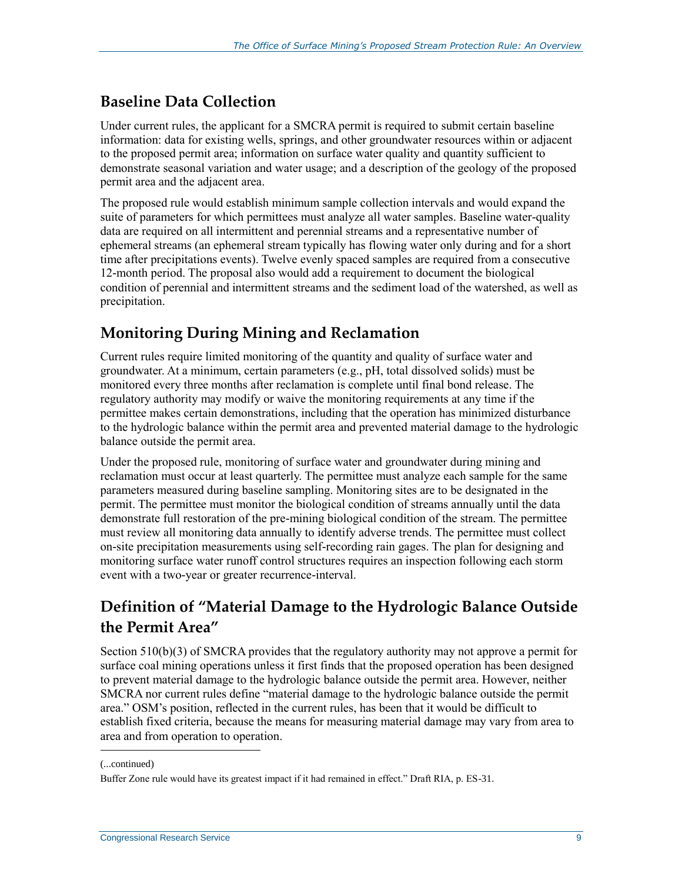## Baseline Data Collection

Under current rules, the applicant for a SMCRA permit is required to submit certain baseline information: data for existing wells, springs, and other groundwater resources within or adjacent to the proposed permit area; information on surface water quality and quantity sufficient to demonstrate seasonal variation and water usage; and a description of the geology of the proposed permit area and the adjacent area.

The proposed rule would establish minimum sample collection intervals and would expand the suite of parameters for which permittees must analyze all water samples. Baseline water-quality data are required on all intermittent and perennial streams and a representative number of ephemeral streams (an ephemeral stream typically has flowing water only during and for a short time after precipitations events). Twelve evenly spaced samples are required from a consecutive 12-month period. The proposal also would add a requirement to document the biological condition of perennial and intermittent streams and the sediment load of the watershed, as well as precipitation.

## Monitoring During Mining and Reclamation

Current rules require limited monitoring of the quantity and quality of surface water and groundwater. At a minimum, certain parameters (e.g., pH, total dissolved solids) must be monitored every three months after reclamation is complete until final bond release. The regulatory authority may modify or waive the monitoring requirements at any time if the permittee makes certain demonstrations, including that the operation has minimized disturbance to the hydrologic balance within the permit area and prevented material damage to the hydrologic balance outside the permit area.

Under the proposed rule, monitoring of surface water and groundwater during mining and reclamation must occur at least quarterly. The permittee must analyze each sample for the same parameters measured during baseline sampling. Monitoring sites are to be designated in the permit. The permittee must monitor the biological condition of streams annually until the data demonstrate full restoration of the pre-mining biological condition of the stream. The permittee must review all monitoring data annually to identify adverse trends. The permittee must collect on-site precipitation measurements using self-recording rain gages. The plan for designing and monitoring surface water runoff control structures requires an inspection following each storm event with a two-year or greater recurrence-interval.

## Definition of "Material Damage to the Hydrologic Balance Outside the Permit Area"

Section 510(b)(3) of SMCRA provides that the regulatory authority may not approve a permit for surface coal mining operations unless it first finds that the proposed operation has been designed to prevent material damage to the hydrologic balance outside the permit area. However, neither SMCRA nor current rules define "material damage to the hydrologic balance outside the permit area." OSM's position, reflected in the current rules, has been that it would be difficult to establish fixed criteria, because the means for measuring material damage may vary from area to area and from operation to operation.

(...continued)

Buffer Zone rule would have its greatest impact if it had remained in effect." Draft RIA, p. ES-31.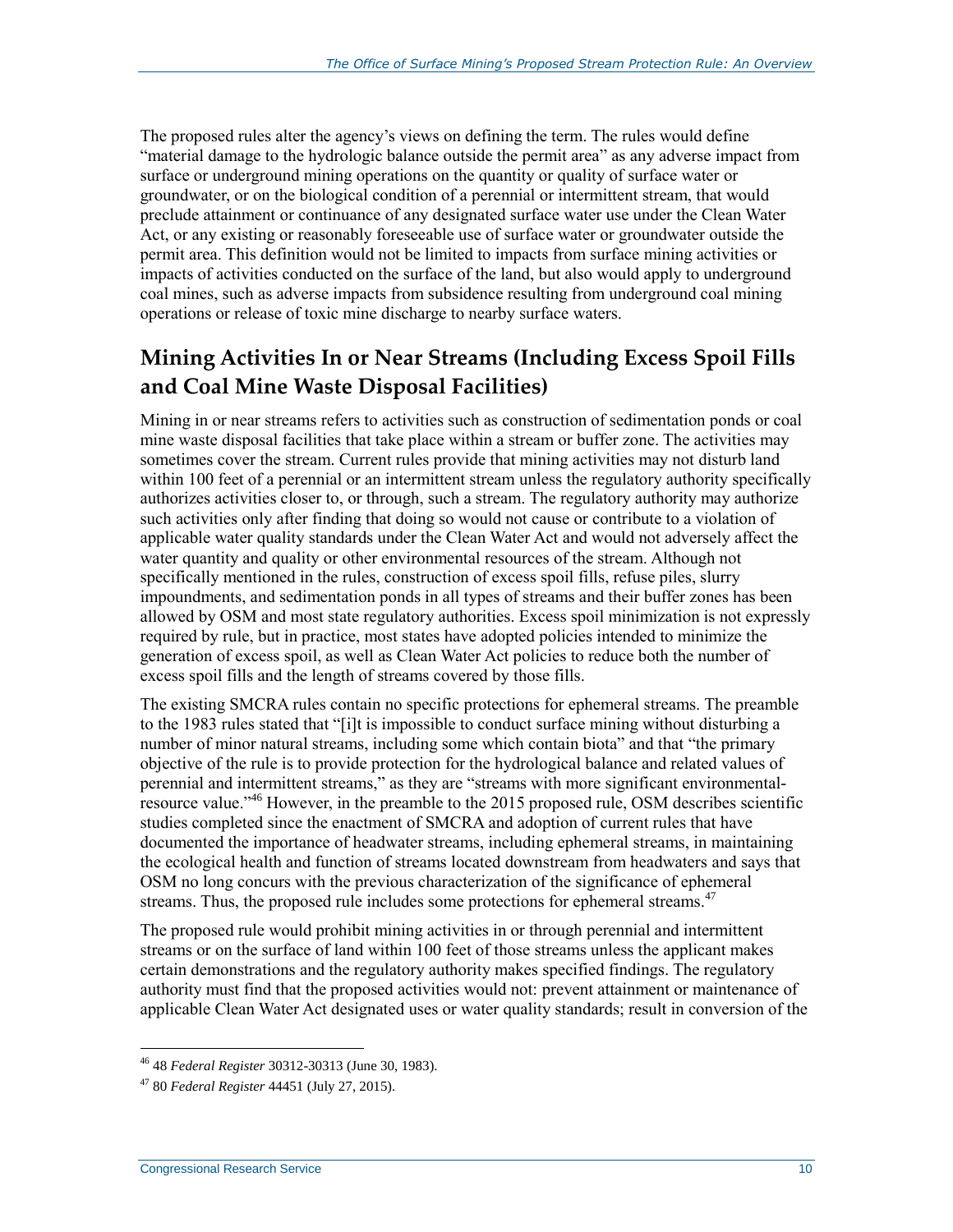The proposed rules alter the agency's views on defining the term. The rules would define "material damage to the hydrologic balance outside the permit area" as any adverse impact from surface or underground mining operations on the quantity or quality of surface water or groundwater, or on the biological condition of a perennial or intermittent stream, that would preclude attainment or continuance of any designated surface water use under the Clean Water Act, or any existing or reasonably foreseeable use of surface water or groundwater outside the permit area. This definition would not be limited to impacts from surface mining activities or impacts of activities conducted on the surface of the land, but also would apply to underground coal mines, such as adverse impacts from subsidence resulting from underground coal mining operations or release of toxic mine discharge to nearby surface waters.

## Mining Activities In or Near Streams (Including Excess Spoil Fills and Coal Mine Waste Disposal Facilities)

Mining in or near streams refers to activities such as construction of sedimentation ponds or coal mine waste disposal facilities that take place within a stream or buffer zone. The activities may sometimes cover the stream. Current rules provide that mining activities may not disturb land within 100 feet of a perennial or an intermittent stream unless the regulatory authority specifically authorizes activities closer to, or through, such a stream. The regulatory authority may authorize such activities only after finding that doing so would not cause or contribute to a violation of applicable water quality standards under the Clean Water Act and would not adversely affect the water quantity and quality or other environmental resources of the stream. Although not specifically mentioned in the rules, construction of excess spoil fills, refuse piles, slurry impoundments, and sedimentation ponds in all types of streams and their buffer zones has been allowed by OSM and most state regulatory authorities. Excess spoil minimization is not expressly required by rule, but in practice, most states have adopted policies intended to minimize the generation of excess spoil, as well as Clean Water Act policies to reduce both the number of excess spoil fills and the length of streams covered by those fills.

The existing SMCRA rules contain no specific protections for ephemeral streams. The preamble to the 1983 rules stated that "[i]t is impossible to conduct surface mining without disturbing a number of minor natural streams, including some which contain biota" and that "the primary objective of the rule is to provide protection for the hydrological balance and related values of perennial and intermittent streams," as they are "streams with more significant environmental-resource value."[46] However, in the preamble to the 2015 proposed rule, OSM describes scientific studies completed since the enactment of SMCRA and adoption of current rules that have documented the importance of headwater streams, including ephemeral streams, in maintaining the ecological health and function of streams located downstream from headwaters and says that OSM no long concurs with the previous characterization of the significance of ephemeral streams. Thus, the proposed rule includes some protections for ephemeral streams.[47]

The proposed rule would prohibit mining activities in or through perennial and intermittent streams or on the surface of land within 100 feet of those streams unless the applicant makes certain demonstrations and the regulatory authority makes specified findings. The regulatory authority must find that the proposed activities would not: prevent attainment or maintenance of applicable Clean Water Act designated uses or water quality standards; result in conversion of the

[46] 48 *Federal Register* 30312-30313 (June 30, 1983).

[47] 80 *Federal Register* 44451 (July 27, 2015).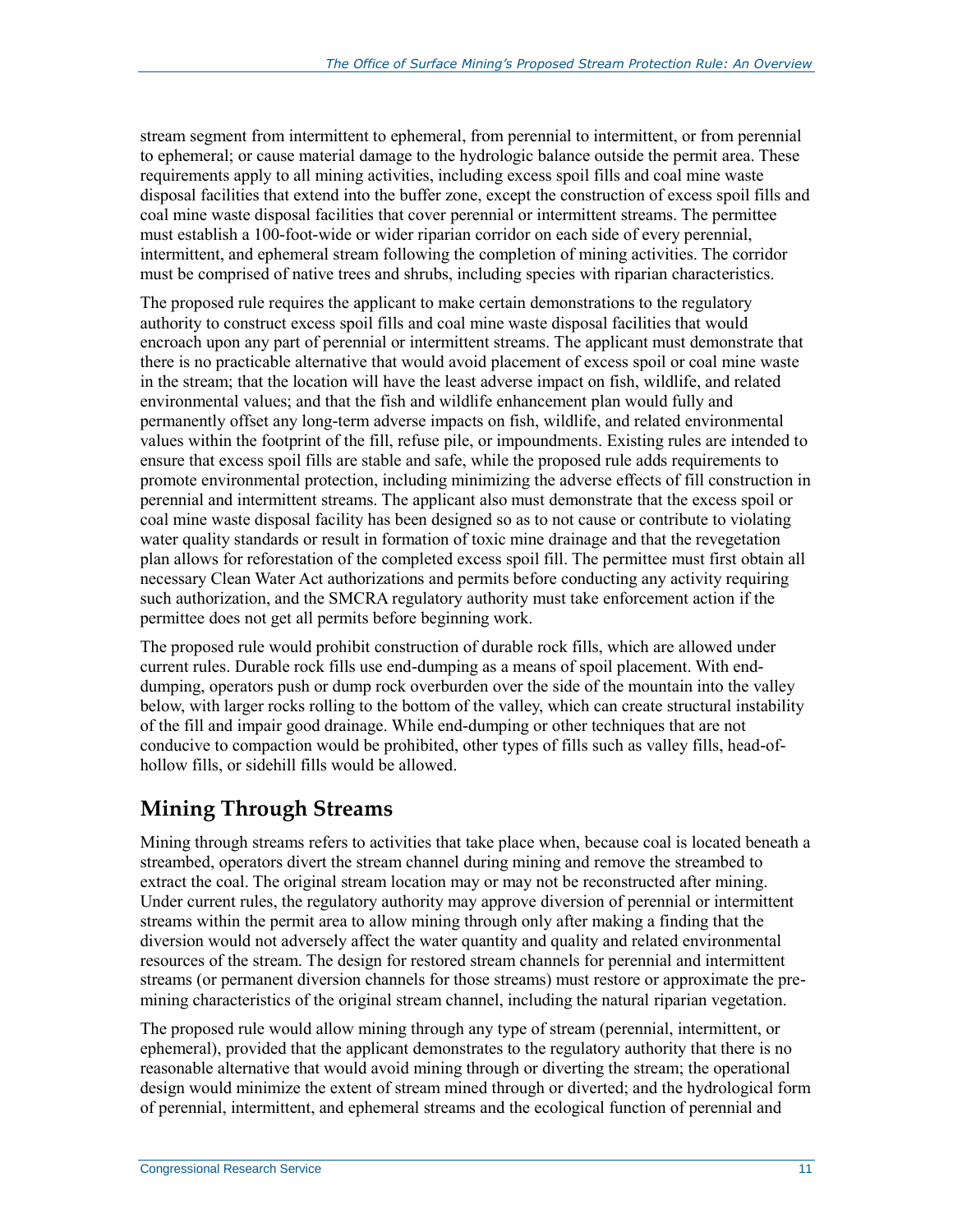stream segment from intermittent to ephemeral, from perennial to intermittent, or from perennial to ephemeral; or cause material damage to the hydrologic balance outside the permit area. These requirements apply to all mining activities, including excess spoil fills and coal mine waste disposal facilities that extend into the buffer zone, except the construction of excess spoil fills and coal mine waste disposal facilities that cover perennial or intermittent streams. The permittee must establish a 100-foot-wide or wider riparian corridor on each side of every perennial, intermittent, and ephemeral stream following the completion of mining activities. The corridor must be comprised of native trees and shrubs, including species with riparian characteristics.

The proposed rule requires the applicant to make certain demonstrations to the regulatory authority to construct excess spoil fills and coal mine waste disposal facilities that would encroach upon any part of perennial or intermittent streams. The applicant must demonstrate that there is no practicable alternative that would avoid placement of excess spoil or coal mine waste in the stream; that the location will have the least adverse impact on fish, wildlife, and related environmental values; and that the fish and wildlife enhancement plan would fully and permanently offset any long-term adverse impacts on fish, wildlife, and related environmental values within the footprint of the fill, refuse pile, or impoundments. Existing rules are intended to ensure that excess spoil fills are stable and safe, while the proposed rule adds requirements to promote environmental protection, including minimizing the adverse effects of fill construction in perennial and intermittent streams. The applicant also must demonstrate that the excess spoil or coal mine waste disposal facility has been designed so as to not cause or contribute to violating water quality standards or result in formation of toxic mine drainage and that the revegetation plan allows for reforestation of the completed excess spoil fill. The permittee must first obtain all necessary Clean Water Act authorizations and permits before conducting any activity requiring such authorization, and the SMCRA regulatory authority must take enforcement action if the permittee does not get all permits before beginning work.

The proposed rule would prohibit construction of durable rock fills, which are allowed under current rules. Durable rock fills use end-dumping as a means of spoil placement. With end-dumping, operators push or dump rock overburden over the side of the mountain into the valley below, with larger rocks rolling to the bottom of the valley, which can create structural instability of the fill and impair good drainage. While end-dumping or other techniques that are not conducive to compaction would be prohibited, other types of fills such as valley fills, head-of-hollow fills, or sidehill fills would be allowed.

## Mining Through Streams

Mining through streams refers to activities that take place when, because coal is located beneath a streambed, operators divert the stream channel during mining and remove the streambed to extract the coal. The original stream location may or may not be reconstructed after mining. Under current rules, the regulatory authority may approve diversion of perennial or intermittent streams within the permit area to allow mining through only after making a finding that the diversion would not adversely affect the water quantity and quality and related environmental resources of the stream. The design for restored stream channels for perennial and intermittent streams (or permanent diversion channels for those streams) must restore or approximate the pre-mining characteristics of the original stream channel, including the natural riparian vegetation.

The proposed rule would allow mining through any type of stream (perennial, intermittent, or ephemeral), provided that the applicant demonstrates to the regulatory authority that there is no reasonable alternative that would avoid mining through or diverting the stream; the operational design would minimize the extent of stream mined through or diverted; and the hydrological form of perennial, intermittent, and ephemeral streams and the ecological function of perennial and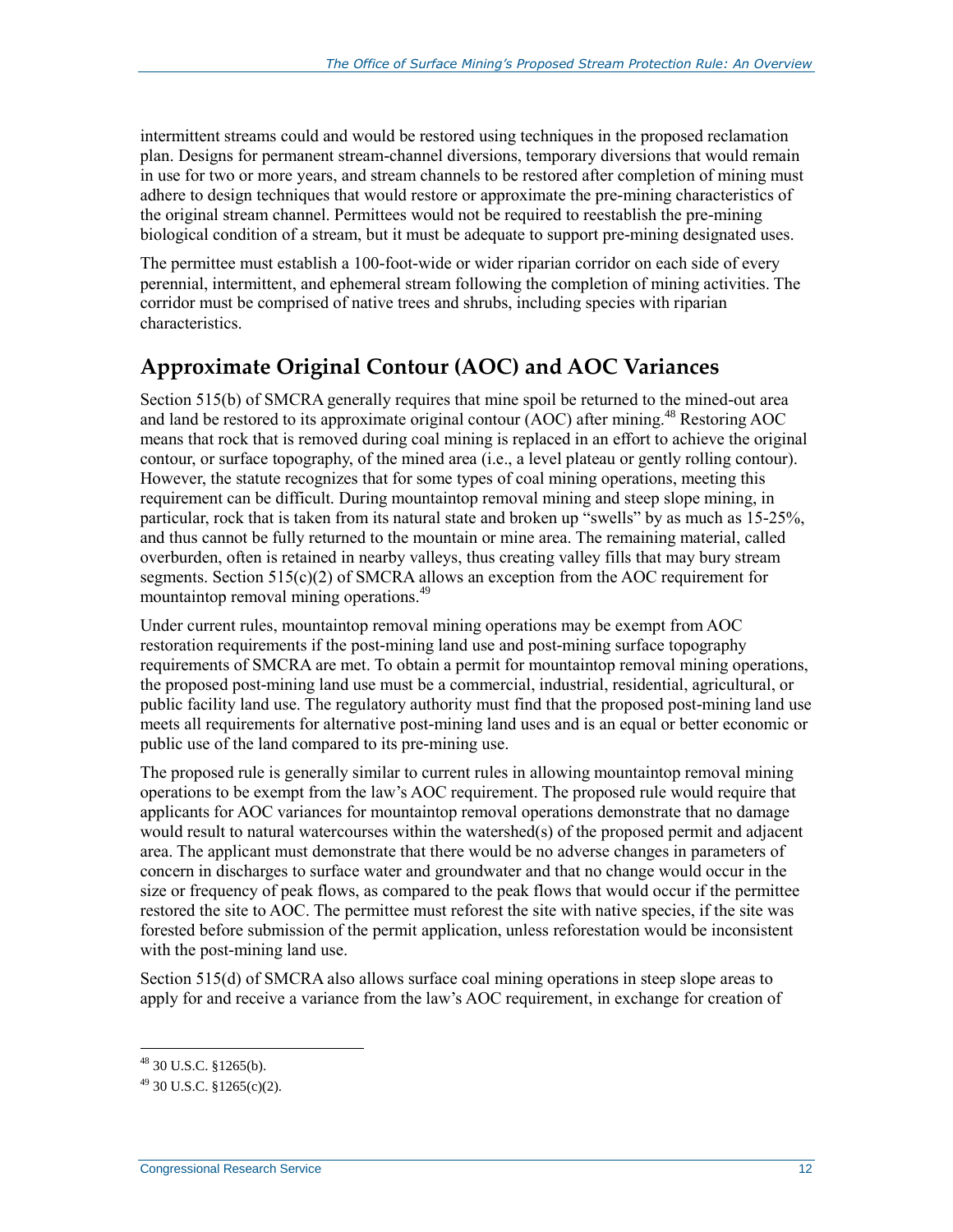intermittent streams could and would be restored using techniques in the proposed reclamation plan. Designs for permanent stream-channel diversions, temporary diversions that would remain in use for two or more years, and stream channels to be restored after completion of mining must adhere to design techniques that would restore or approximate the pre-mining characteristics of the original stream channel. Permittees would not be required to reestablish the pre-mining biological condition of a stream, but it must be adequate to support pre-mining designated uses.

The permittee must establish a 100-foot-wide or wider riparian corridor on each side of every perennial, intermittent, and ephemeral stream following the completion of mining activities. The corridor must be comprised of native trees and shrubs, including species with riparian characteristics.

## Approximate Original Contour (AOC) and AOC Variances

Section 515(b) of SMCRA generally requires that mine spoil be returned to the mined-out area and land be restored to its approximate original contour (AOC) after mining.[48] Restoring AOC means that rock that is removed during coal mining is replaced in an effort to achieve the original contour, or surface topography, of the mined area (i.e., a level plateau or gently rolling contour). However, the statute recognizes that for some types of coal mining operations, meeting this requirement can be difficult. During mountaintop removal mining and steep slope mining, in particular, rock that is taken from its natural state and broken up "swells" by as much as 15-25%, and thus cannot be fully returned to the mountain or mine area. The remaining material, called overburden, often is retained in nearby valleys, thus creating valley fills that may bury stream segments. Section 515(c)(2) of SMCRA allows an exception from the AOC requirement for mountaintop removal mining operations.[49]

Under current rules, mountaintop removal mining operations may be exempt from AOC restoration requirements if the post-mining land use and post-mining surface topography requirements of SMCRA are met. To obtain a permit for mountaintop removal mining operations, the proposed post-mining land use must be a commercial, industrial, residential, agricultural, or public facility land use. The regulatory authority must find that the proposed post-mining land use meets all requirements for alternative post-mining land uses and is an equal or better economic or public use of the land compared to its pre-mining use.

The proposed rule is generally similar to current rules in allowing mountaintop removal mining operations to be exempt from the law's AOC requirement. The proposed rule would require that applicants for AOC variances for mountaintop removal operations demonstrate that no damage would result to natural watercourses within the watershed(s) of the proposed permit and adjacent area. The applicant must demonstrate that there would be no adverse changes in parameters of concern in discharges to surface water and groundwater and that no change would occur in the size or frequency of peak flows, as compared to the peak flows that would occur if the permittee restored the site to AOC. The permittee must reforest the site with native species, if the site was forested before submission of the permit application, unless reforestation would be inconsistent with the post-mining land use.

Section 515(d) of SMCRA also allows surface coal mining operations in steep slope areas to apply for and receive a variance from the law's AOC requirement, in exchange for creation of

---

[48] 30 U.S.C. §1265(b).

[49] 30 U.S.C. §1265(c)(2).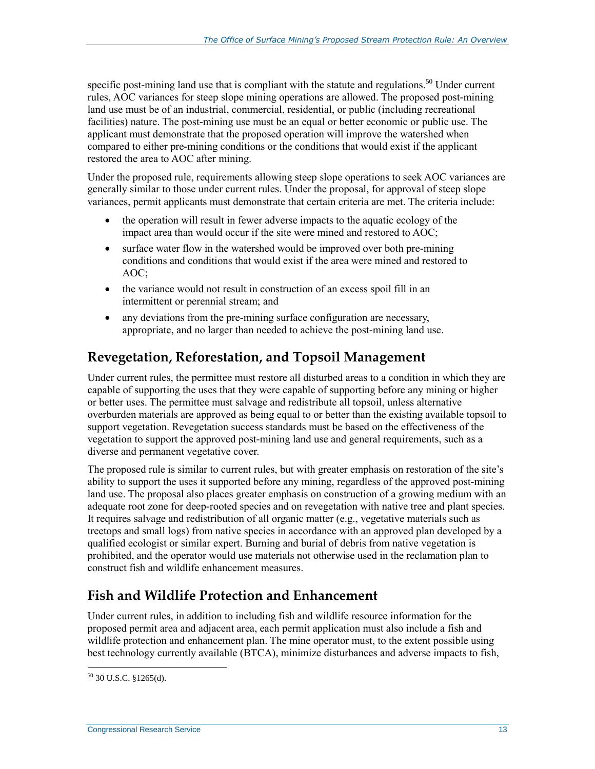specific post-mining land use that is compliant with the statute and regulations.[50] Under current rules, AOC variances for steep slope mining operations are allowed. The proposed post-mining land use must be of an industrial, commercial, residential, or public (including recreational facilities) nature. The post-mining use must be an equal or better economic or public use. The applicant must demonstrate that the proposed operation will improve the watershed when compared to either pre-mining conditions or the conditions that would exist if the applicant restored the area to AOC after mining.

Under the proposed rule, requirements allowing steep slope operations to seek AOC variances are generally similar to those under current rules. Under the proposal, for approval of steep slope variances, permit applicants must demonstrate that certain criteria are met. The criteria include:

- the operation will result in fewer adverse impacts to the aquatic ecology of the impact area than would occur if the site were mined and restored to AOC;
- surface water flow in the watershed would be improved over both pre-mining conditions and conditions that would exist if the area were mined and restored to AOC;
- the variance would not result in construction of an excess spoil fill in an intermittent or perennial stream; and
- any deviations from the pre-mining surface configuration are necessary, appropriate, and no larger than needed to achieve the post-mining land use.

## Revegetation, Reforestation, and Topsoil Management

Under current rules, the permittee must restore all disturbed areas to a condition in which they are capable of supporting the uses that they were capable of supporting before any mining or higher or better uses. The permittee must salvage and redistribute all topsoil, unless alternative overburden materials are approved as being equal to or better than the existing available topsoil to support vegetation. Revegetation success standards must be based on the effectiveness of the vegetation to support the approved post-mining land use and general requirements, such as a diverse and permanent vegetative cover.

The proposed rule is similar to current rules, but with greater emphasis on restoration of the site's ability to support the uses it supported before any mining, regardless of the approved post-mining land use. The proposal also places greater emphasis on construction of a growing medium with an adequate root zone for deep-rooted species and on revegetation with native tree and plant species. It requires salvage and redistribution of all organic matter (e.g., vegetative materials such as treetops and small logs) from native species in accordance with an approved plan developed by a qualified ecologist or similar expert. Burning and burial of debris from native vegetation is prohibited, and the operator would use materials not otherwise used in the reclamation plan to construct fish and wildlife enhancement measures.

## Fish and Wildlife Protection and Enhancement

Under current rules, in addition to including fish and wildlife resource information for the proposed permit area and adjacent area, each permit application must also include a fish and wildlife protection and enhancement plan. The mine operator must, to the extent possible using best technology currently available (BTCA), minimize disturbances and adverse impacts to fish,

[50] 30 U.S.C. §1265(d).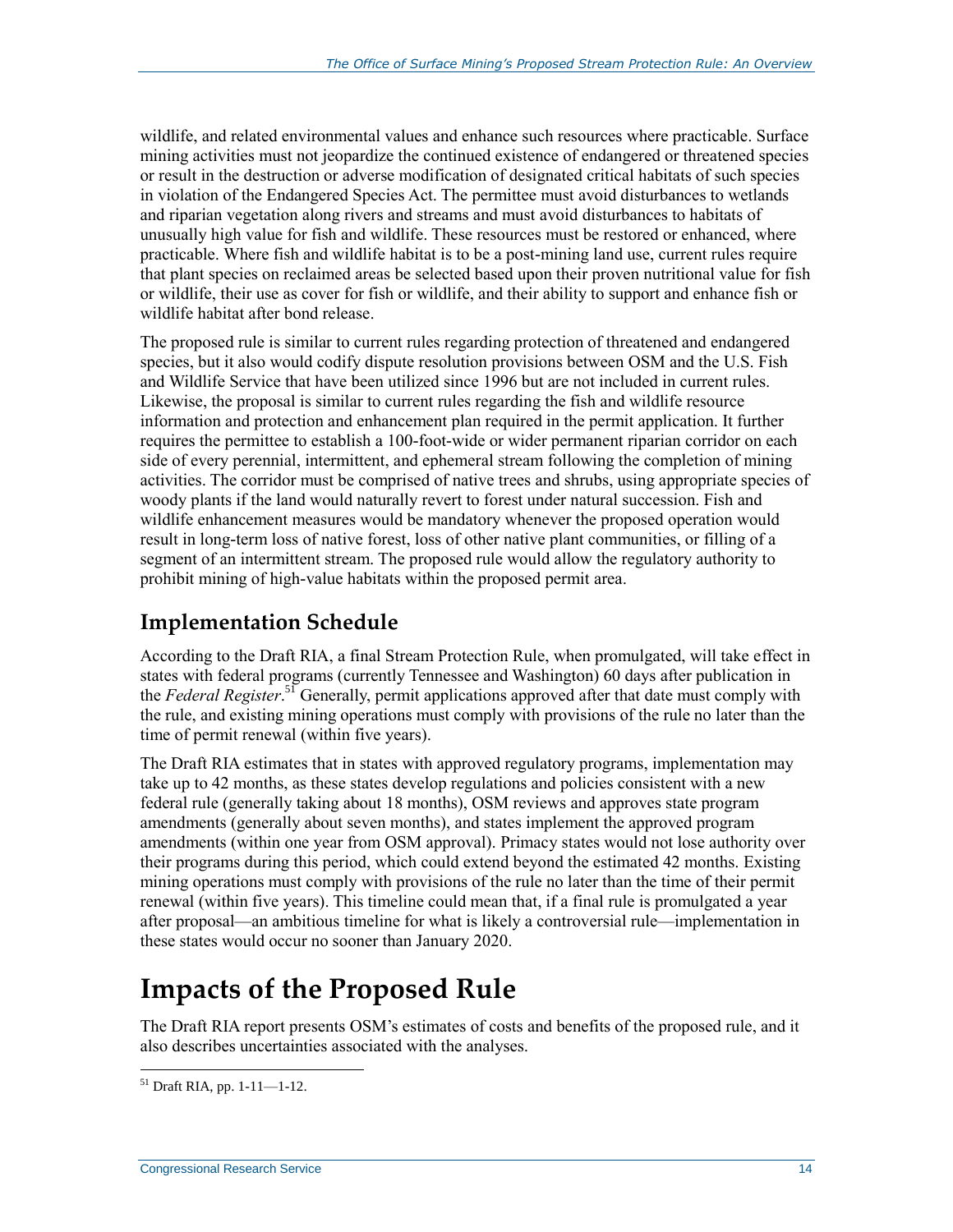wildlife, and related environmental values and enhance such resources where practicable. Surface mining activities must not jeopardize the continued existence of endangered or threatened species or result in the destruction or adverse modification of designated critical habitats of such species in violation of the Endangered Species Act. The permittee must avoid disturbances to wetlands and riparian vegetation along rivers and streams and must avoid disturbances to habitats of unusually high value for fish and wildlife. These resources must be restored or enhanced, where practicable. Where fish and wildlife habitat is to be a post-mining land use, current rules require that plant species on reclaimed areas be selected based upon their proven nutritional value for fish or wildlife, their use as cover for fish or wildlife, and their ability to support and enhance fish or wildlife habitat after bond release.

The proposed rule is similar to current rules regarding protection of threatened and endangered species, but it also would codify dispute resolution provisions between OSM and the U.S. Fish and Wildlife Service that have been utilized since 1996 but are not included in current rules. Likewise, the proposal is similar to current rules regarding the fish and wildlife resource information and protection and enhancement plan required in the permit application. It further requires the permittee to establish a 100-foot-wide or wider permanent riparian corridor on each side of every perennial, intermittent, and ephemeral stream following the completion of mining activities. The corridor must be comprised of native trees and shrubs, using appropriate species of woody plants if the land would naturally revert to forest under natural succession. Fish and wildlife enhancement measures would be mandatory whenever the proposed operation would result in long-term loss of native forest, loss of other native plant communities, or filling of a segment of an intermittent stream. The proposed rule would allow the regulatory authority to prohibit mining of high-value habitats within the proposed permit area.

## Implementation Schedule

According to the Draft RIA, a final Stream Protection Rule, when promulgated, will take effect in states with federal programs (currently Tennessee and Washington) 60 days after publication in the *Federal Register*.[51] Generally, permit applications approved after that date must comply with the rule, and existing mining operations must comply with provisions of the rule no later than the time of permit renewal (within five years).

The Draft RIA estimates that in states with approved regulatory programs, implementation may take up to 42 months, as these states develop regulations and policies consistent with a new federal rule (generally taking about 18 months), OSM reviews and approves state program amendments (generally about seven months), and states implement the approved program amendments (within one year from OSM approval). Primacy states would not lose authority over their programs during this period, which could extend beyond the estimated 42 months. Existing mining operations must comply with provisions of the rule no later than the time of their permit renewal (within five years). This timeline could mean that, if a final rule is promulgated a year after proposal—an ambitious timeline for what is likely a controversial rule—implementation in these states would occur no sooner than January 2020.

# Impacts of the Proposed Rule

The Draft RIA report presents OSM's estimates of costs and benefits of the proposed rule, and it also describes uncertainties associated with the analyses.

[51] Draft RIA, pp. 1-11—1-12.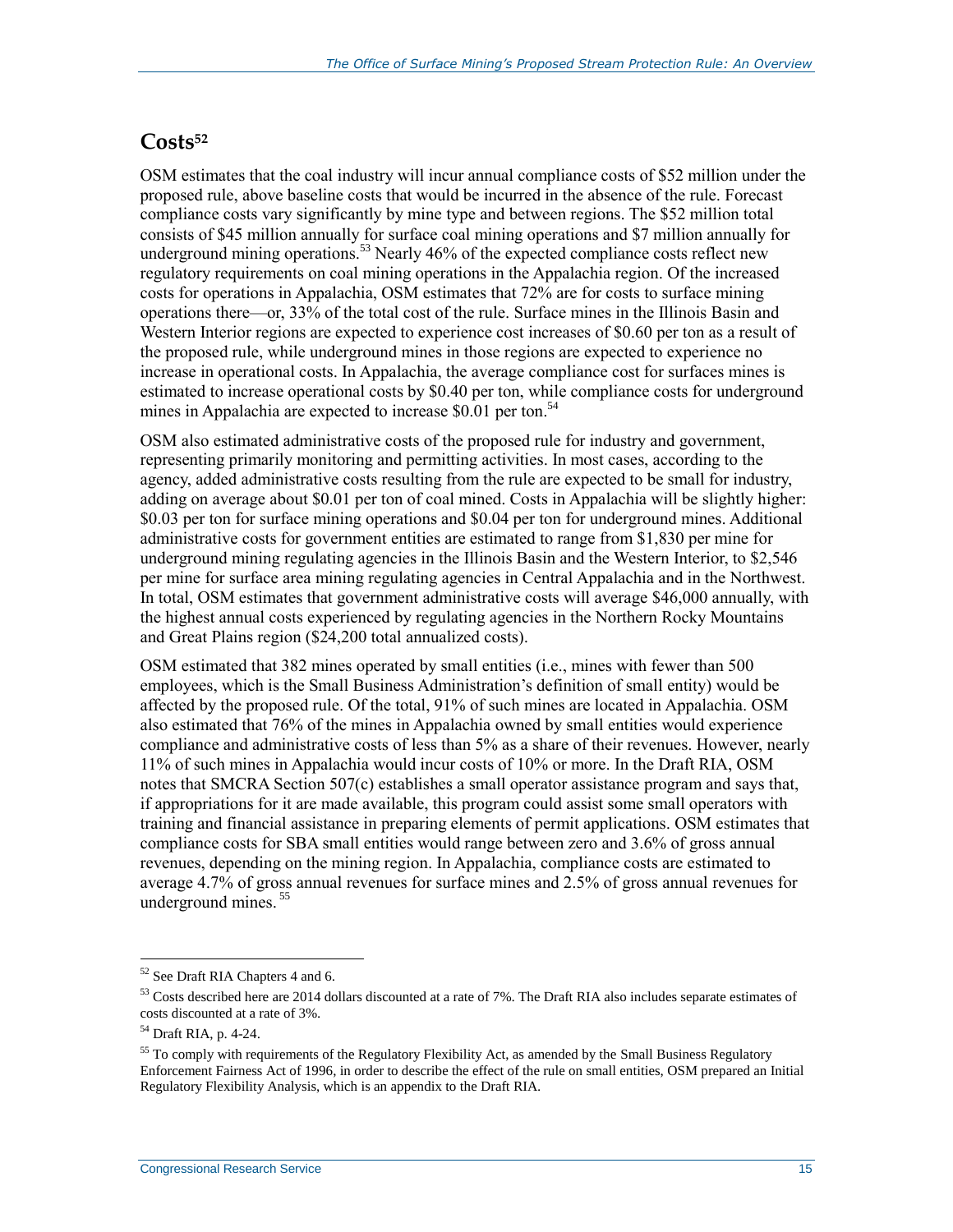## Costs[52]

OSM estimates that the coal industry will incur annual compliance costs of $52 million under the proposed rule, above baseline costs that would be incurred in the absence of the rule. Forecast compliance costs vary significantly by mine type and between regions. The $52 million total consists of $45 million annually for surface coal mining operations and $7 million annually for underground mining operations.[53] Nearly 46% of the expected compliance costs reflect new regulatory requirements on coal mining operations in the Appalachia region. Of the increased costs for operations in Appalachia, OSM estimates that 72% are for costs to surface mining operations there—or, 33% of the total cost of the rule. Surface mines in the Illinois Basin and Western Interior regions are expected to experience cost increases of $0.60 per ton as a result of the proposed rule, while underground mines in those regions are expected to experience no increase in operational costs. In Appalachia, the average compliance cost for surfaces mines is estimated to increase operational costs by $0.40 per ton, while compliance costs for underground mines in Appalachia are expected to increase $0.01 per ton.[54]

OSM also estimated administrative costs of the proposed rule for industry and government, representing primarily monitoring and permitting activities. In most cases, according to the agency, added administrative costs resulting from the rule are expected to be small for industry, adding on average about $0.01 per ton of coal mined. Costs in Appalachia will be slightly higher: $0.03 per ton for surface mining operations and $0.04 per ton for underground mines. Additional administrative costs for government entities are estimated to range from $1,830 per mine for underground mining regulating agencies in the Illinois Basin and the Western Interior, to $2,546 per mine for surface area mining regulating agencies in Central Appalachia and in the Northwest. In total, OSM estimates that government administrative costs will average $46,000 annually, with the highest annual costs experienced by regulating agencies in the Northern Rocky Mountains and Great Plains region ($24,200 total annualized costs).

OSM estimated that 382 mines operated by small entities (i.e., mines with fewer than 500 employees, which is the Small Business Administration's definition of small entity) would be affected by the proposed rule. Of the total, 91% of such mines are located in Appalachia. OSM also estimated that 76% of the mines in Appalachia owned by small entities would experience compliance and administrative costs of less than 5% as a share of their revenues. However, nearly 11% of such mines in Appalachia would incur costs of 10% or more. In the Draft RIA, OSM notes that SMCRA Section 507(c) establishes a small operator assistance program and says that, if appropriations for it are made available, this program could assist some small operators with training and financial assistance in preparing elements of permit applications. OSM estimates that compliance costs for SBA small entities would range between zero and 3.6% of gross annual revenues, depending on the mining region. In Appalachia, compliance costs are estimated to average 4.7% of gross annual revenues for surface mines and 2.5% of gross annual revenues for underground mines.[55]

---

[52] See Draft RIA Chapters 4 and 6.

[53] Costs described here are 2014 dollars discounted at a rate of 7%. The Draft RIA also includes separate estimates of costs discounted at a rate of 3%.

[54] Draft RIA, p. 4-24.

[55] To comply with requirements of the Regulatory Flexibility Act, as amended by the Small Business Regulatory Enforcement Fairness Act of 1996, in order to describe the effect of the rule on small entities, OSM prepared an Initial Regulatory Flexibility Analysis, which is an appendix to the Draft RIA.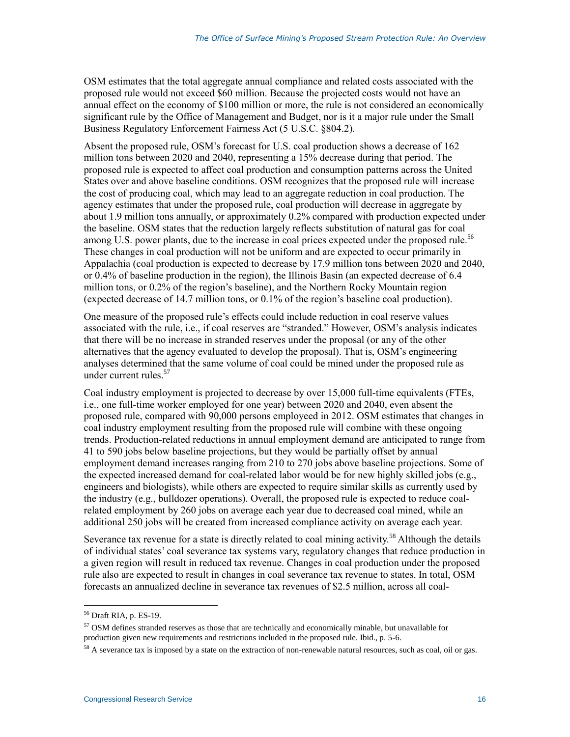OSM estimates that the total aggregate annual compliance and related costs associated with the proposed rule would not exceed $60 million. Because the projected costs would not have an annual effect on the economy of $100 million or more, the rule is not considered an economically significant rule by the Office of Management and Budget, nor is it a major rule under the Small Business Regulatory Enforcement Fairness Act (5 U.S.C. §804.2).

Absent the proposed rule, OSM's forecast for U.S. coal production shows a decrease of 162 million tons between 2020 and 2040, representing a 15% decrease during that period. The proposed rule is expected to affect coal production and consumption patterns across the United States over and above baseline conditions. OSM recognizes that the proposed rule will increase the cost of producing coal, which may lead to an aggregate reduction in coal production. The agency estimates that under the proposed rule, coal production will decrease in aggregate by about 1.9 million tons annually, or approximately 0.2% compared with production expected under the baseline. OSM states that the reduction largely reflects substitution of natural gas for coal among U.S. power plants, due to the increase in coal prices expected under the proposed rule.[56] These changes in coal production will not be uniform and are expected to occur primarily in Appalachia (coal production is expected to decrease by 17.9 million tons between 2020 and 2040, or 0.4% of baseline production in the region), the Illinois Basin (an expected decrease of 6.4 million tons, or 0.2% of the region's baseline), and the Northern Rocky Mountain region (expected decrease of 14.7 million tons, or 0.1% of the region's baseline coal production).

One measure of the proposed rule's effects could include reduction in coal reserve values associated with the rule, i.e., if coal reserves are "stranded." However, OSM's analysis indicates that there will be no increase in stranded reserves under the proposal (or any of the other alternatives that the agency evaluated to develop the proposal). That is, OSM's engineering analyses determined that the same volume of coal could be mined under the proposed rule as under current rules.[57]

Coal industry employment is projected to decrease by over 15,000 full-time equivalents (FTEs, i.e., one full-time worker employed for one year) between 2020 and 2040, even absent the proposed rule, compared with 90,000 persons employed in 2012. OSM estimates that changes in coal industry employment resulting from the proposed rule will combine with these ongoing trends. Production-related reductions in annual employment demand are anticipated to range from 41 to 590 jobs below baseline projections, but they would be partially offset by annual employment demand increases ranging from 210 to 270 jobs above baseline projections. Some of the expected increased demand for coal-related labor would be for new highly skilled jobs (e.g., engineers and biologists), while others are expected to require similar skills as currently used by the industry (e.g., bulldozer operations). Overall, the proposed rule is expected to reduce coal-related employment by 260 jobs on average each year due to decreased coal mined, while an additional 250 jobs will be created from increased compliance activity on average each year.

Severance tax revenue for a state is directly related to coal mining activity.[58] Although the details of individual states' coal severance tax systems vary, regulatory changes that reduce production in a given region will result in reduced tax revenue. Changes in coal production under the proposed rule also are expected to result in changes in coal severance tax revenue to states. In total, OSM forecasts an annualized decline in severance tax revenues of $2.5 million, across all coal-

---

[56] Draft RIA, p. ES-19.

[57] OSM defines stranded reserves as those that are technically and economically minable, but unavailable for production given new requirements and restrictions included in the proposed rule. Ibid., p. 5-6.

[58] A severance tax is imposed by a state on the extraction of non-renewable natural resources, such as coal, oil or gas.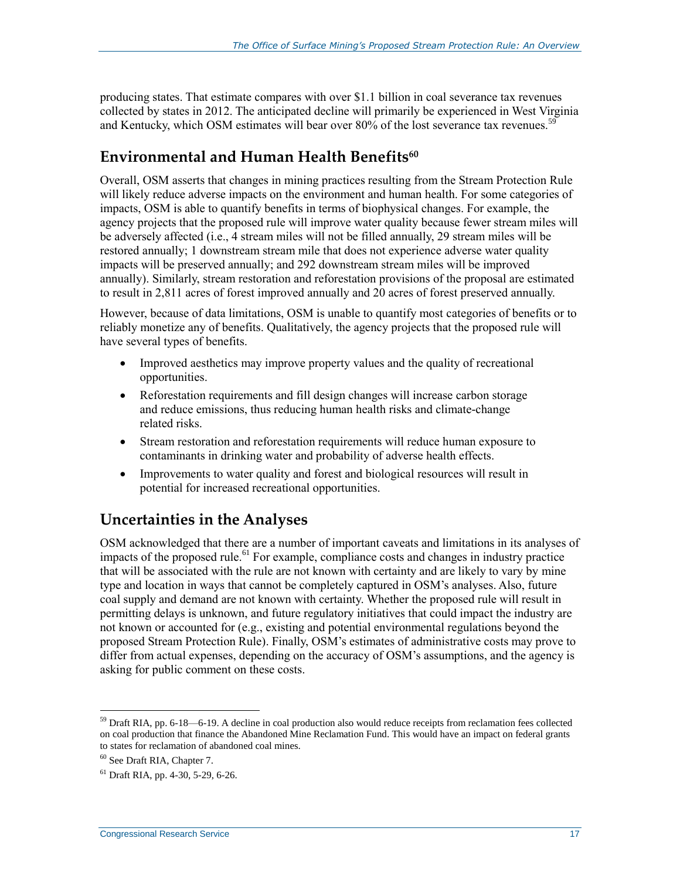producing states. That estimate compares with over $1.1 billion in coal severance tax revenues collected by states in 2012. The anticipated decline will primarily be experienced in West Virginia and Kentucky, which OSM estimates will bear over 80% of the lost severance tax revenues.[59]

## Environmental and Human Health Benefits[60]

Overall, OSM asserts that changes in mining practices resulting from the Stream Protection Rule will likely reduce adverse impacts on the environment and human health. For some categories of impacts, OSM is able to quantify benefits in terms of biophysical changes. For example, the agency projects that the proposed rule will improve water quality because fewer stream miles will be adversely affected (i.e., 4 stream miles will not be filled annually, 29 stream miles will be restored annually; 1 downstream stream mile that does not experience adverse water quality impacts will be preserved annually; and 292 downstream stream miles will be improved annually). Similarly, stream restoration and reforestation provisions of the proposal are estimated to result in 2,811 acres of forest improved annually and 20 acres of forest preserved annually.

However, because of data limitations, OSM is unable to quantify most categories of benefits or to reliably monetize any of benefits. Qualitatively, the agency projects that the proposed rule will have several types of benefits.

- Improved aesthetics may improve property values and the quality of recreational opportunities.
- Reforestation requirements and fill design changes will increase carbon storage and reduce emissions, thus reducing human health risks and climate-change related risks.
- Stream restoration and reforestation requirements will reduce human exposure to contaminants in drinking water and probability of adverse health effects.
- Improvements to water quality and forest and biological resources will result in potential for increased recreational opportunities.

## Uncertainties in the Analyses

OSM acknowledged that there are a number of important caveats and limitations in its analyses of impacts of the proposed rule.[61] For example, compliance costs and changes in industry practice that will be associated with the rule are not known with certainty and are likely to vary by mine type and location in ways that cannot be completely captured in OSM's analyses. Also, future coal supply and demand are not known with certainty. Whether the proposed rule will result in permitting delays is unknown, and future regulatory initiatives that could impact the industry are not known or accounted for (e.g., existing and potential environmental regulations beyond the proposed Stream Protection Rule). Finally, OSM's estimates of administrative costs may prove to differ from actual expenses, depending on the accuracy of OSM's assumptions, and the agency is asking for public comment on these costs.

---

[59] Draft RIA, pp. 6-18—6-19. A decline in coal production also would reduce receipts from reclamation fees collected on coal production that finance the Abandoned Mine Reclamation Fund. This would have an impact on federal grants to states for reclamation of abandoned coal mines.

[60] See Draft RIA, Chapter 7.

[61] Draft RIA, pp. 4-30, 5-29, 6-26.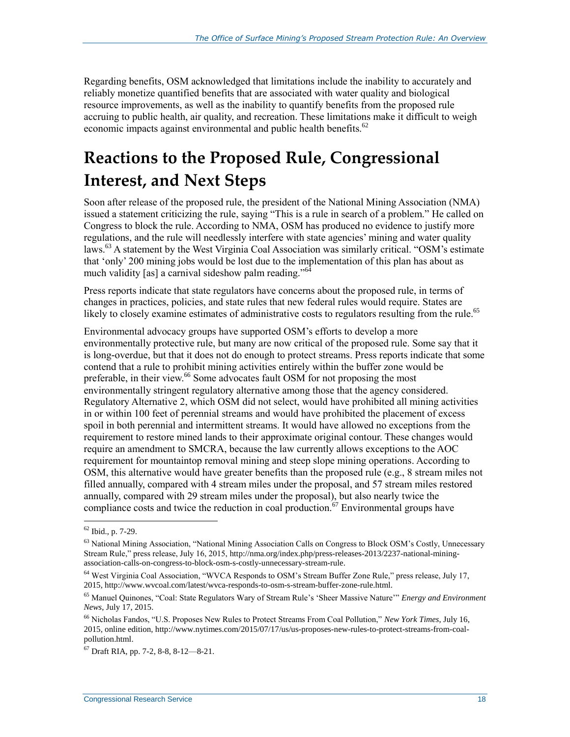Regarding benefits, OSM acknowledged that limitations include the inability to accurately and reliably monetize quantified benefits that are associated with water quality and biological resource improvements, as well as the inability to quantify benefits from the proposed rule accruing to public health, air quality, and recreation. These limitations make it difficult to weigh economic impacts against environmental and public health benefits.[62]

# Reactions to the Proposed Rule, Congressional Interest, and Next Steps

Soon after release of the proposed rule, the president of the National Mining Association (NMA) issued a statement criticizing the rule, saying "This is a rule in search of a problem." He called on Congress to block the rule. According to NMA, OSM has produced no evidence to justify more regulations, and the rule will needlessly interfere with state agencies' mining and water quality laws.[63] A statement by the West Virginia Coal Association was similarly critical. "OSM's estimate that 'only' 200 mining jobs would be lost due to the implementation of this plan has about as much validity [as] a carnival sideshow palm reading."[64]

Press reports indicate that state regulators have concerns about the proposed rule, in terms of changes in practices, policies, and state rules that new federal rules would require. States are likely to closely examine estimates of administrative costs to regulators resulting from the rule.[65]

Environmental advocacy groups have supported OSM's efforts to develop a more environmentally protective rule, but many are now critical of the proposed rule. Some say that it is long-overdue, but that it does not do enough to protect streams. Press reports indicate that some contend that a rule to prohibit mining activities entirely within the buffer zone would be preferable, in their view.[66] Some advocates fault OSM for not proposing the most environmentally stringent regulatory alternative among those that the agency considered. Regulatory Alternative 2, which OSM did not select, would have prohibited all mining activities in or within 100 feet of perennial streams and would have prohibited the placement of excess spoil in both perennial and intermittent streams. It would have allowed no exceptions from the requirement to restore mined lands to their approximate original contour. These changes would require an amendment to SMCRA, because the law currently allows exceptions to the AOC requirement for mountaintop removal mining and steep slope mining operations. According to OSM, this alternative would have greater benefits than the proposed rule (e.g., 8 stream miles not filled annually, compared with 4 stream miles under the proposal, and 57 stream miles restored annually, compared with 29 stream miles under the proposal), but also nearly twice the compliance costs and twice the reduction in coal production.[67] Environmental groups have

---

[62] Ibid., p. 7-29.

[63] National Mining Association, "National Mining Association Calls on Congress to Block OSM's Costly, Unnecessary Stream Rule," press release, July 16, 2015, http://nma.org/index.php/press-releases-2013/2237-national-mining-association-calls-on-congress-to-block-osm-s-costly-unnecessary-stream-rule.

[64] West Virginia Coal Association, "WVCA Responds to OSM's Stream Buffer Zone Rule," press release, July 17, 2015, http://www.wvcoal.com/latest/wvca-responds-to-osm-s-stream-buffer-zone-rule.html.

[65] Manuel Quinones, "Coal: State Regulators Wary of Stream Rule's 'Sheer Massive Nature'" *Energy and Environment News*, July 17, 2015.

[66] Nicholas Fandos, "U.S. Proposes New Rules to Protect Streams From Coal Pollution," *New York Times*, July 16, 2015, online edition, http://www.nytimes.com/2015/07/17/us/us-proposes-new-rules-to-protect-streams-from-coal-pollution.html.

[67] Draft RIA, pp. 7-2, 8-8, 8-12—8-21.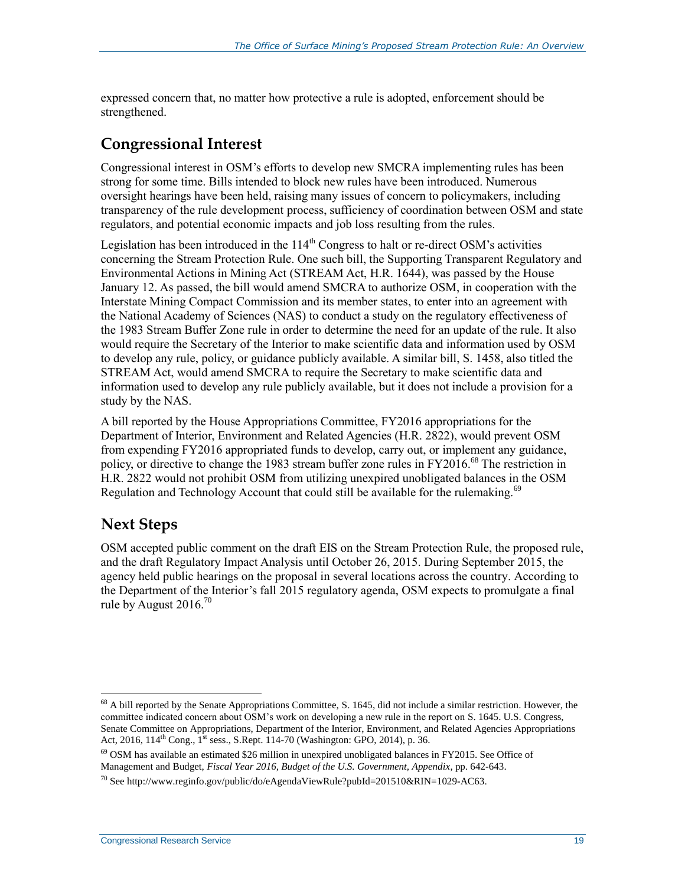expressed concern that, no matter how protective a rule is adopted, enforcement should be strengthened.

## Congressional Interest

Congressional interest in OSM's efforts to develop new SMCRA implementing rules has been strong for some time. Bills intended to block new rules have been introduced. Numerous oversight hearings have been held, raising many issues of concern to policymakers, including transparency of the rule development process, sufficiency of coordination between OSM and state regulators, and potential economic impacts and job loss resulting from the rules.

Legislation has been introduced in the 114th Congress to halt or re-direct OSM's activities concerning the Stream Protection Rule. One such bill, the Supporting Transparent Regulatory and Environmental Actions in Mining Act (STREAM Act, H.R. 1644), was passed by the House January 12. As passed, the bill would amend SMCRA to authorize OSM, in cooperation with the Interstate Mining Compact Commission and its member states, to enter into an agreement with the National Academy of Sciences (NAS) to conduct a study on the regulatory effectiveness of the 1983 Stream Buffer Zone rule in order to determine the need for an update of the rule. It also would require the Secretary of the Interior to make scientific data and information used by OSM to develop any rule, policy, or guidance publicly available. A similar bill, S. 1458, also titled the STREAM Act, would amend SMCRA to require the Secretary to make scientific data and information used to develop any rule publicly available, but it does not include a provision for a study by the NAS.

A bill reported by the House Appropriations Committee, FY2016 appropriations for the Department of Interior, Environment and Related Agencies (H.R. 2822), would prevent OSM from expending FY2016 appropriated funds to develop, carry out, or implement any guidance, policy, or directive to change the 1983 stream buffer zone rules in FY2016.[68] The restriction in H.R. 2822 would not prohibit OSM from utilizing unexpired unobligated balances in the OSM Regulation and Technology Account that could still be available for the rulemaking.[69]

## Next Steps

OSM accepted public comment on the draft EIS on the Stream Protection Rule, the proposed rule, and the draft Regulatory Impact Analysis until October 26, 2015. During September 2015, the agency held public hearings on the proposal in several locations across the country. According to the Department of the Interior's fall 2015 regulatory agenda, OSM expects to promulgate a final rule by August 2016.[70]

---

[68] A bill reported by the Senate Appropriations Committee, S. 1645, did not include a similar restriction. However, the committee indicated concern about OSM's work on developing a new rule in the report on S. 1645. U.S. Congress, Senate Committee on Appropriations, Department of the Interior, Environment, and Related Agencies Appropriations Act, 2016, 114th Cong., 1st sess., S.Rept. 114-70 (Washington: GPO, 2014), p. 36.

[69] OSM has available an estimated $26 million in unexpired unobligated balances in FY2015. See Office of Management and Budget, *Fiscal Year 2016, Budget of the U.S. Government, Appendix*, pp. 642-643.

[70] See http://www.reginfo.gov/public/do/eAgendaViewRule?pubId=201510&RIN=1029-AC63.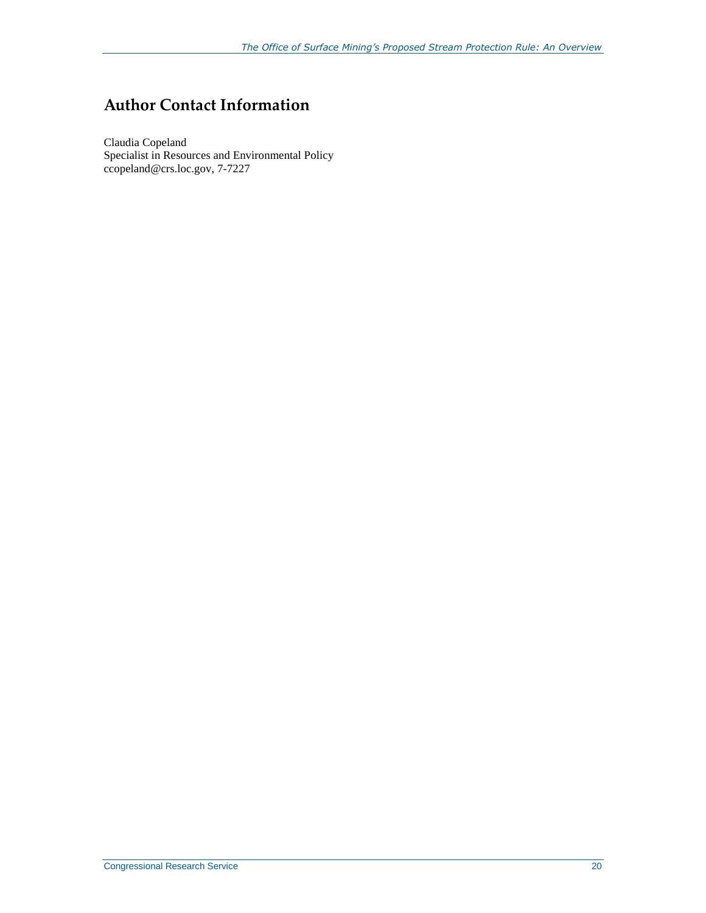## Author Contact Information

Claudia Copeland
Specialist in Resources and Environmental Policy
ccopeland@crs.loc.gov, 7-7227